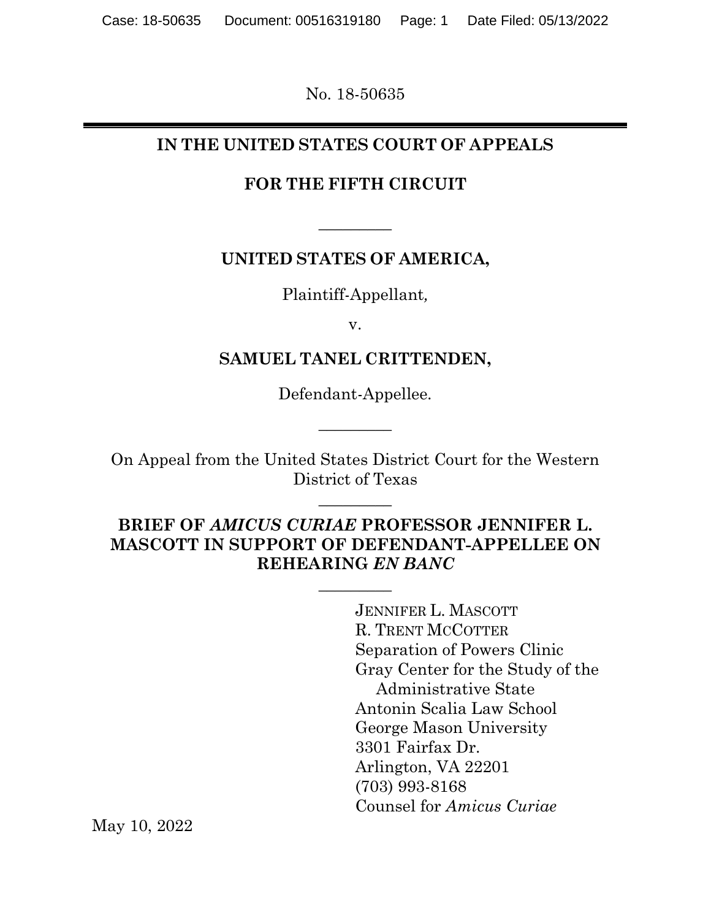No. 18-50635

---

**IN THE UNITED STATES COURT OF APPEALS**

**FOR THE FIFTH CIRCUIT**

---

**UNITED STATES OF AMERICA,**

Plaintiff-Appellant,

v.

**SAMUEL TANEL CRITTENDEN,**

Defendant-Appellee.

---

On Appeal from the United States District Court for the Western District of Texas

---

**BRIEF OF *AMICUS CURIAE* PROFESSOR JENNIFER L. MASCOTT IN SUPPORT OF DEFENDANT-APPELLEE ON REHEARING *EN BANC***

---

JENNIFER L. MASCOTT
R. TRENT MCCOTTER
Separation of Powers Clinic
Gray Center for the Study of the Administrative State
Antonin Scalia Law School
George Mason University
3301 Fairfax Dr.
Arlington, VA 22201
(703) 993-8168
Counsel for *Amicus Curiae*

May 10, 2022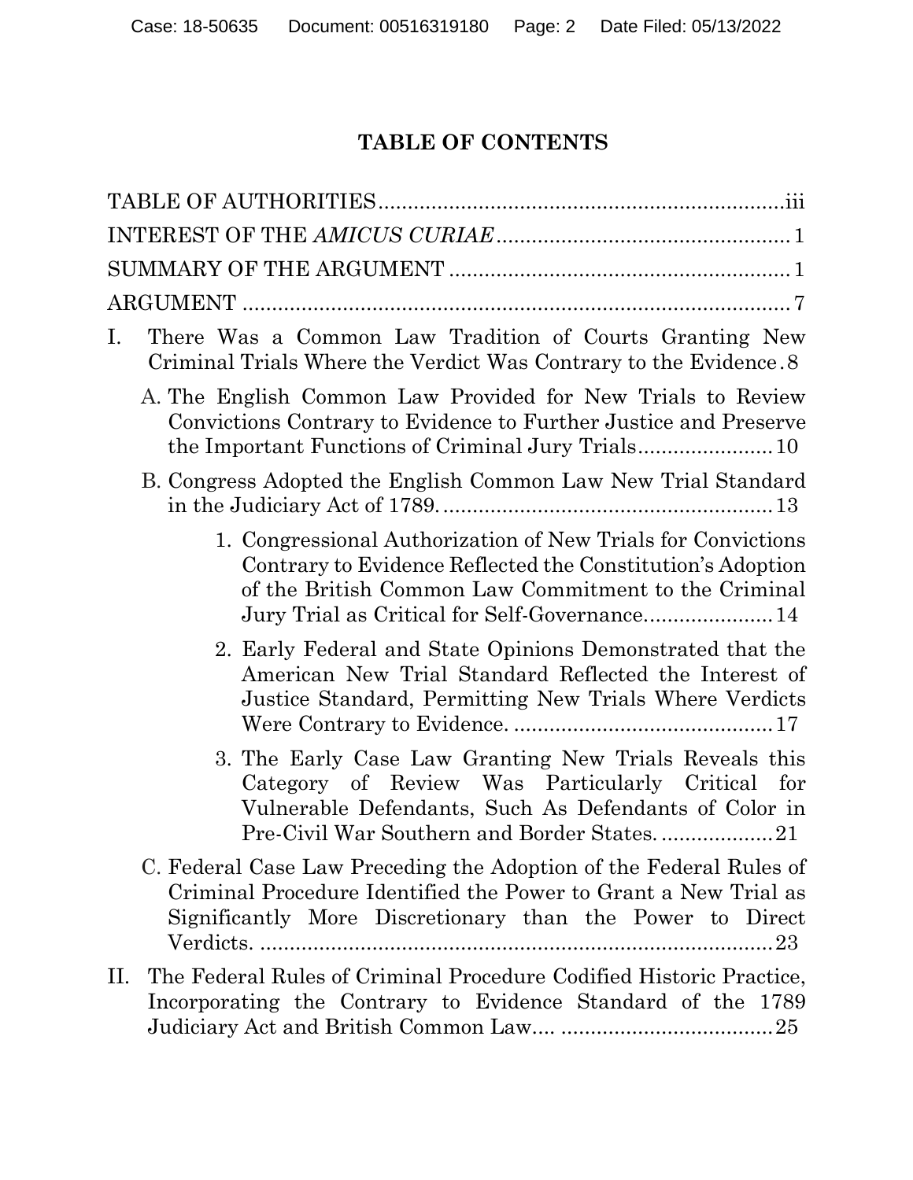# TABLE OF CONTENTS

TABLE OF AUTHORITIES .................................................................... iii

INTEREST OF THE *AMICUS CURIAE* ................................................ 1

SUMMARY OF THE ARGUMENT ......................................................... 1

ARGUMENT ............................................................................................ 7

I. There Was a Common Law Tradition of Courts Granting New Criminal Trials Where the Verdict Was Contrary to the Evidence . 8

   A. The English Common Law Provided for New Trials to Review Convictions Contrary to Evidence to Further Justice and Preserve the Important Functions of Criminal Jury Trials ...................... 10

   B. Congress Adopted the English Common Law New Trial Standard in the Judiciary Act of 1789. ........................................................ 13

      1. Congressional Authorization of New Trials for Convictions Contrary to Evidence Reflected the Constitution's Adoption of the British Common Law Commitment to the Criminal Jury Trial as Critical for Self-Governance. .................... 14

      2. Early Federal and State Opinions Demonstrated that the American New Trial Standard Reflected the Interest of Justice Standard, Permitting New Trials Where Verdicts Were Contrary to Evidence. ............................................ 17

      3. The Early Case Law Granting New Trials Reveals this Category of Review Was Particularly Critical for Vulnerable Defendants, Such As Defendants of Color in Pre-Civil War Southern and Border States. .................. 21

   C. Federal Case Law Preceding the Adoption of the Federal Rules of Criminal Procedure Identified the Power to Grant a New Trial as Significantly More Discretionary than the Power to Direct Verdicts. ........................................................................ 23

II. The Federal Rules of Criminal Procedure Codified Historic Practice, Incorporating the Contrary to Evidence Standard of the 1789 Judiciary Act and British Common Law.... .................................. 25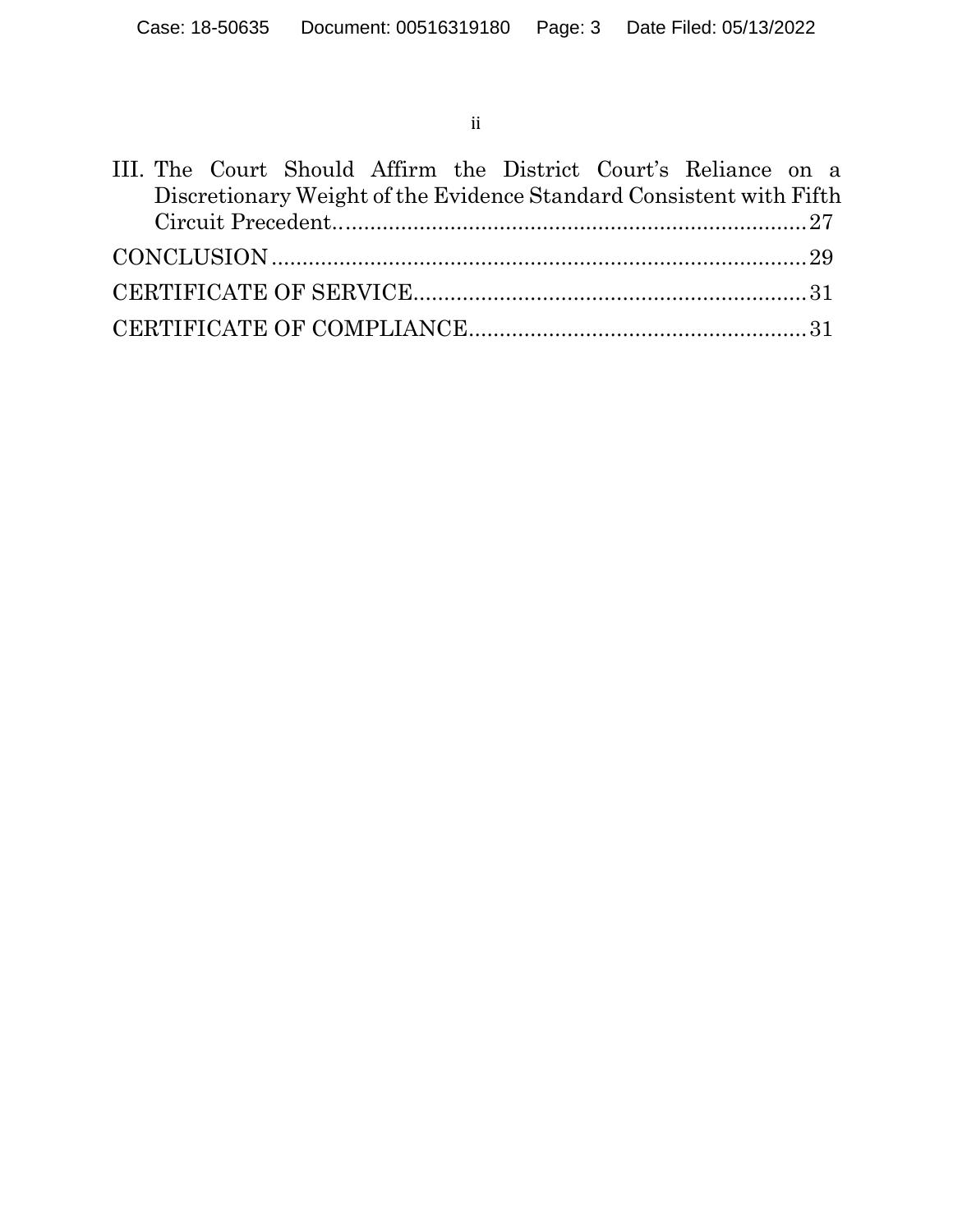III. The Court Should Affirm the District Court's Reliance on a Discretionary Weight of the Evidence Standard Consistent with Fifth Circuit Precedent............................................................................27

CONCLUSION.......................................................................................29

CERTIFICATE OF SERVICE................................................................31

CERTIFICATE OF COMPLIANCE.......................................................31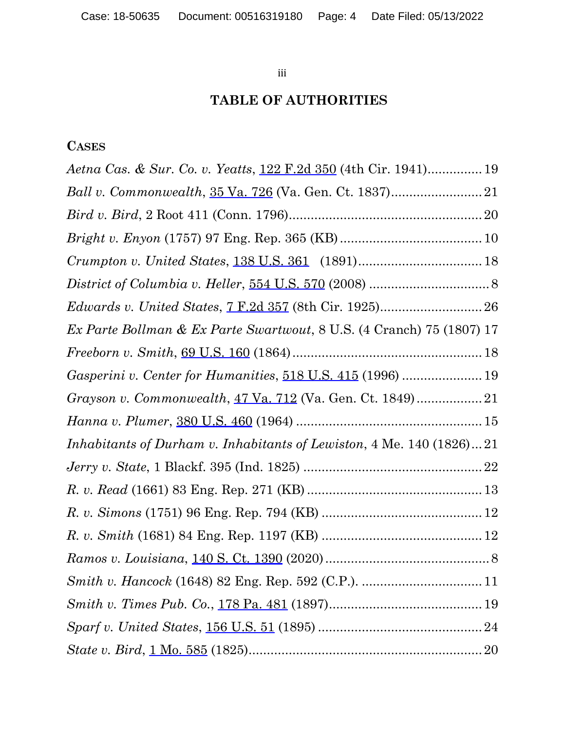## TABLE OF AUTHORITIES

### CASES

*Aetna Cas. & Sur. Co. v. Yeatts*, 122 F.2d 350 (4th Cir. 1941)............... 19

*Ball v. Commonwealth*, 35 Va. 726 (Va. Gen. Ct. 1837)......................... 21

*Bird v. Bird*, 2 Root 411 (Conn. 1796)..................................................... 20

*Bright v. Enyon* (1757) 97 Eng. Rep. 365 (KB)....................................... 10

*Crumpton v. United States*, 138 U.S. 361 (1891).................................. 18

*District of Columbia v. Heller*, 554 U.S. 570 (2008) ................................. 8

*Edwards v. United States*, 7 F.2d 357 (8th Cir. 1925)............................ 26

*Ex Parte Bollman & Ex Parte Swartwout*, 8 U.S. (4 Cranch) 75 (1807) 17

*Freeborn v. Smith*, 69 U.S. 160 (1864).................................................... 18

*Gasperini v. Center for Humanities*, 518 U.S. 415 (1996) ...................... 19

*Grayson v. Commonwealth*, 47 Va. 712 (Va. Gen. Ct. 1849).................. 21

*Hanna v. Plumer*, 380 U.S. 460 (1964) ................................................... 15

*Inhabitants of Durham v. Inhabitants of Lewiston*, 4 Me. 140 (1826)... 21

*Jerry v. State*, 1 Blackf. 395 (Ind. 1825) ................................................. 22

*R. v. Read* (1661) 83 Eng. Rep. 271 (KB)................................................ 13

*R. v. Simons* (1751) 96 Eng. Rep. 794 (KB) ............................................ 12

*R. v. Smith* (1681) 84 Eng. Rep. 1197 (KB) ............................................ 12

*Ramos v. Louisiana*, 140 S. Ct. 1390 (2020).............................................. 8

*Smith v. Hancock* (1648) 82 Eng. Rep. 592 (C.P.). ................................. 11

*Smith v. Times Pub. Co.*, 178 Pa. 481 (1897)........................................... 19

*Sparf v. United States*, 156 U.S. 51 (1895) ............................................. 24

*State v. Bird*, 1 Mo. 585 (1825)................................................................ 20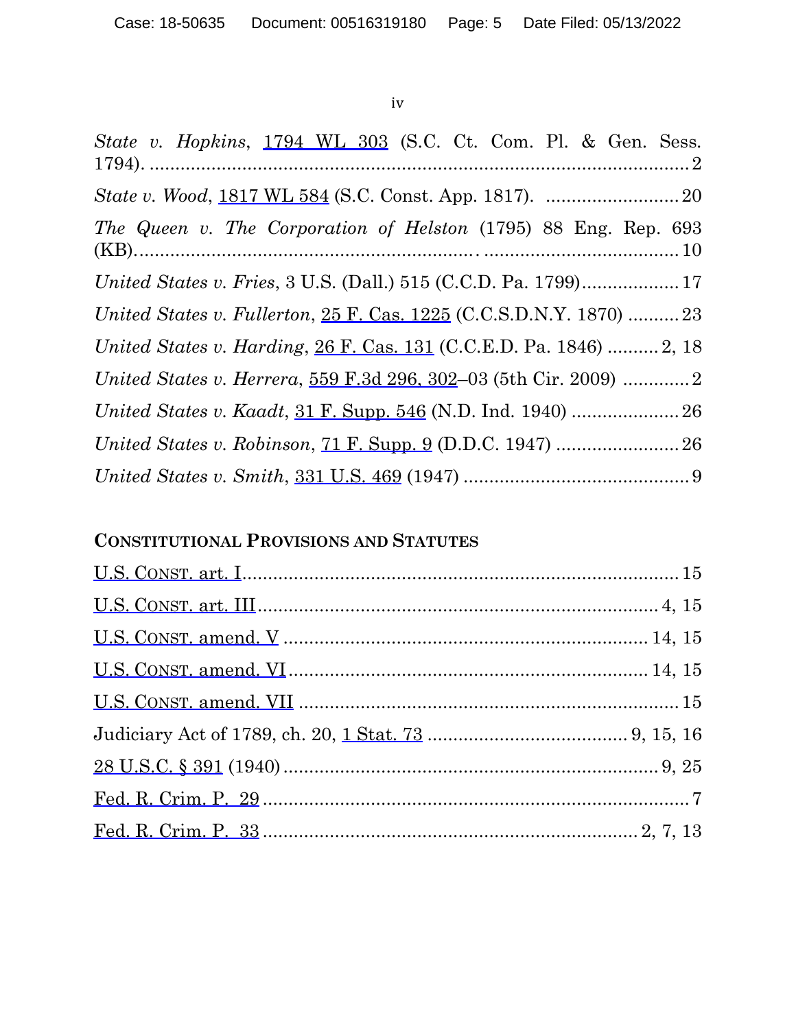*State v. Hopkins*, 1794 WL 303 (S.C. Ct. Com. Pl. & Gen. Sess. 1794). .......................................................................................... 2

*State v. Wood*, 1817 WL 584 (S.C. Const. App. 1817). .......................... 20

*The Queen v. The Corporation of Helston* (1795) 88 Eng. Rep. 693 (KB)............................................................. ..................................... 10

*United States v. Fries*, 3 U.S. (Dall.) 515 (C.C.D. Pa. 1799)................... 17

*United States v. Fullerton*, 25 F. Cas. 1225 (C.C.S.D.N.Y. 1870) .......... 23

*United States v. Harding*, 26 F. Cas. 131 (C.C.E.D. Pa. 1846) .......... 2, 18

*United States v. Herrera*, 559 F.3d 296, 302–03 (5th Cir. 2009) ............. 2

*United States v. Kaadt*, 31 F. Supp. 546 (N.D. Ind. 1940) ..................... 26

*United States v. Robinson*, 71 F. Supp. 9 (D.D.C. 1947) ........................ 26

*United States v. Smith*, 331 U.S. 469 (1947) ............................................ 9

## CONSTITUTIONAL PROVISIONS AND STATUTES

U.S. CONST. art. I.................................................................................... 15

U.S. CONST. art. III............................................................................. 4, 15

U.S. CONST. amend. V ...................................................................... 14, 15

U.S. CONST. amend. VI..................................................................... 14, 15

U.S. CONST. amend. VII ........................................................................ 15

Judiciary Act of 1789, ch. 20, 1 Stat. 73 ...................................... 9, 15, 16

28 U.S.C. § 391 (1940)........................................................................ 9, 25

Fed. R. Crim. P. 29 .................................................................................. 7

Fed. R. Crim. P. 33 ........................................................................ 2, 7, 13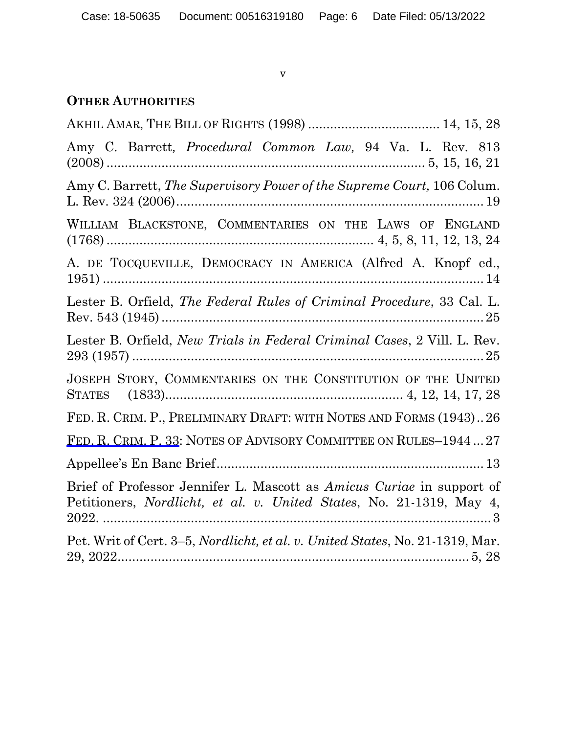## OTHER AUTHORITIES

AKHIL AMAR, THE BILL OF RIGHTS (1998) .................................. 14, 15, 28

Amy C. Barrett, *Procedural Common Law,* 94 Va. L. Rev. 813 (2008) ........................................................................................ 5, 15, 16, 21

Amy C. Barrett, *The Supervisory Power of the Supreme Court,* 106 Colum. L. Rev. 324 (2006) ..................................................................................... 19

WILLIAM BLACKSTONE, COMMENTARIES ON THE LAWS OF ENGLAND (1768) ........................................................................ 4, 5, 8, 11, 12, 13, 24

A. DE TOCQUEVILLE, DEMOCRACY IN AMERICA (Alfred A. Knopf ed., 1951) ........................................................................................................ 14

Lester B. Orfield, *The Federal Rules of Criminal Procedure*, 33 Cal. L. Rev. 543 (1945) ........................................................................................ 25

Lester B. Orfield, *New Trials in Federal Criminal Cases*, 2 Vill. L. Rev. 293 (1957) ................................................................................................ 25

JOSEPH STORY, COMMENTARIES ON THE CONSTITUTION OF THE UNITED STATES (1833) ............................................................ 4, 12, 14, 17, 28

FED. R. CRIM. P., PRELIMINARY DRAFT: WITH NOTES AND FORMS (1943) .. 26

FED. R. CRIM. P. 33: NOTES OF ADVISORY COMMITTEE ON RULES–1944 ... 27

Appellee's En Banc Brief ......................................................................... 13

Brief of Professor Jennifer L. Mascott as *Amicus Curiae* in support of Petitioners, *Nordlicht, et al. v. United States*, No. 21-1319, May 4, 2022. ........................................................................................................ 3

Pet. Writ of Cert. 3–5, *Nordlicht, et al. v. United States*, No. 21-1319, Mar. 29, 2022 .................................................................................... 5, 28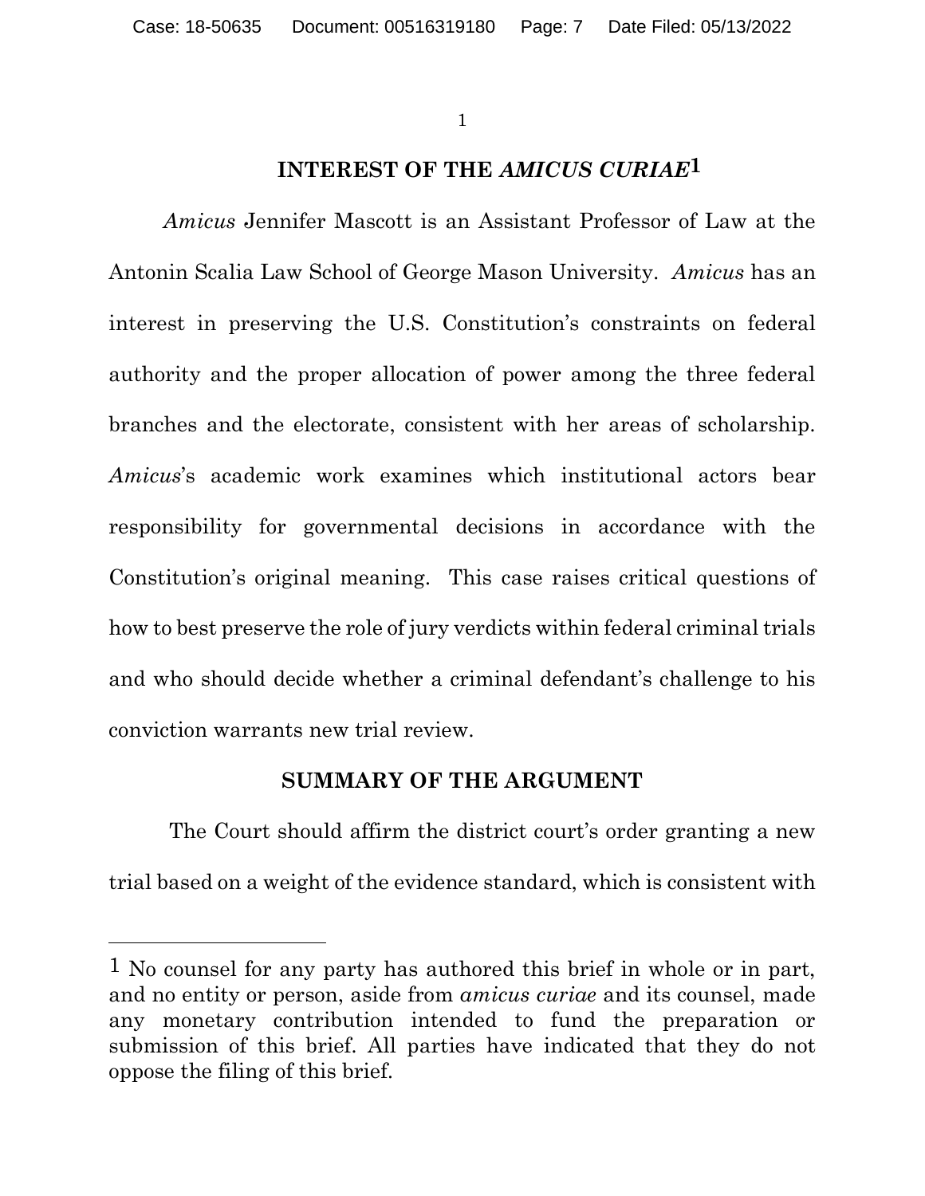## INTEREST OF THE *AMICUS CURIAE*[1]

*Amicus* Jennifer Mascott is an Assistant Professor of Law at the Antonin Scalia Law School of George Mason University. *Amicus* has an interest in preserving the U.S. Constitution's constraints on federal authority and the proper allocation of power among the three federal branches and the electorate, consistent with her areas of scholarship. *Amicus*'s academic work examines which institutional actors bear responsibility for governmental decisions in accordance with the Constitution's original meaning. This case raises critical questions of how to best preserve the role of jury verdicts within federal criminal trials and who should decide whether a criminal defendant's challenge to his conviction warrants new trial review.

## SUMMARY OF THE ARGUMENT

The Court should affirm the district court's order granting a new trial based on a weight of the evidence standard, which is consistent with

---

[1] No counsel for any party has authored this brief in whole or in part, and no entity or person, aside from *amicus curiae* and its counsel, made any monetary contribution intended to fund the preparation or submission of this brief. All parties have indicated that they do not oppose the filing of this brief.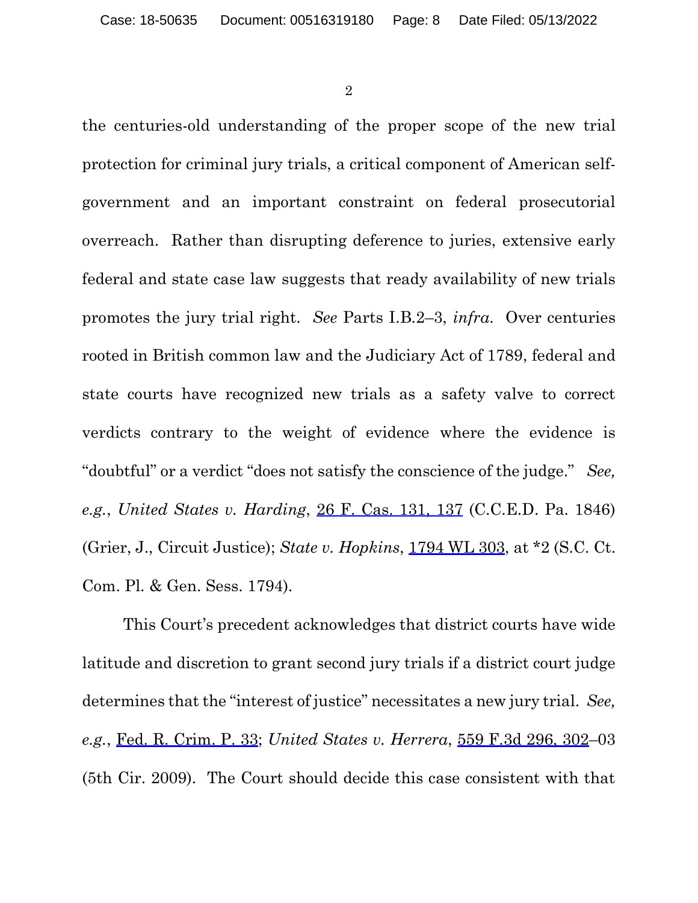the centuries-old understanding of the proper scope of the new trial protection for criminal jury trials, a critical component of American self-government and an important constraint on federal prosecutorial overreach. Rather than disrupting deference to juries, extensive early federal and state case law suggests that ready availability of new trials promotes the jury trial right. *See* Parts I.B.2–3, *infra*. Over centuries rooted in British common law and the Judiciary Act of 1789, federal and state courts have recognized new trials as a safety valve to correct verdicts contrary to the weight of evidence where the evidence is "doubtful" or a verdict "does not satisfy the conscience of the judge." *See, e.g.*, *United States v. Harding*, 26 F. Cas. 131, 137 (C.C.E.D. Pa. 1846) (Grier, J., Circuit Justice); *State v. Hopkins*, 1794 WL 303, at *2 (S.C. Ct. Com. Pl. & Gen. Sess. 1794).

This Court's precedent acknowledges that district courts have wide latitude and discretion to grant second jury trials if a district court judge determines that the "interest of justice" necessitates a new jury trial. *See, e.g.*, Fed. R. Crim. P. 33; *United States v. Herrera*, 559 F.3d 296, 302–03 (5th Cir. 2009). The Court should decide this case consistent with that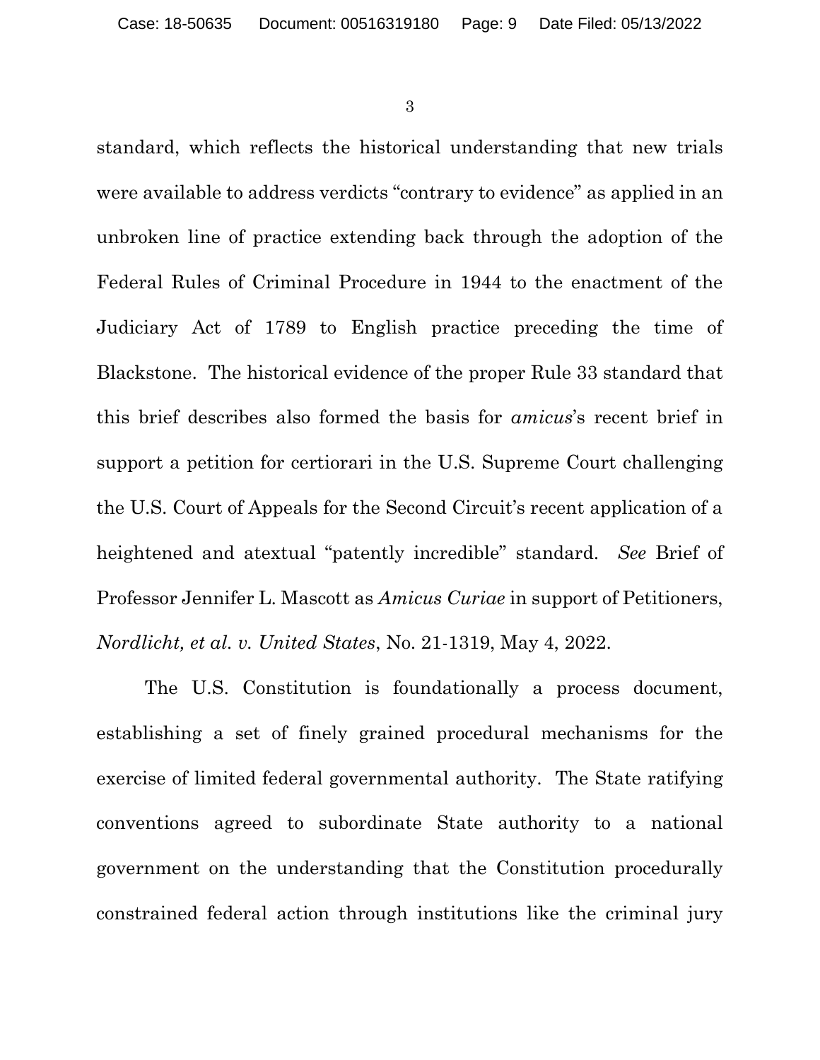standard, which reflects the historical understanding that new trials were available to address verdicts "contrary to evidence" as applied in an unbroken line of practice extending back through the adoption of the Federal Rules of Criminal Procedure in 1944 to the enactment of the Judiciary Act of 1789 to English practice preceding the time of Blackstone. The historical evidence of the proper Rule 33 standard that this brief describes also formed the basis for *amicus*'s recent brief in support a petition for certiorari in the U.S. Supreme Court challenging the U.S. Court of Appeals for the Second Circuit's recent application of a heightened and atextual "patently incredible" standard. *See* Brief of Professor Jennifer L. Mascott as *Amicus Curiae* in support of Petitioners, *Nordlicht, et al. v. United States*, No. 21-1319, May 4, 2022.

The U.S. Constitution is foundationally a process document, establishing a set of finely grained procedural mechanisms for the exercise of limited federal governmental authority. The State ratifying conventions agreed to subordinate State authority to a national government on the understanding that the Constitution procedurally constrained federal action through institutions like the criminal jury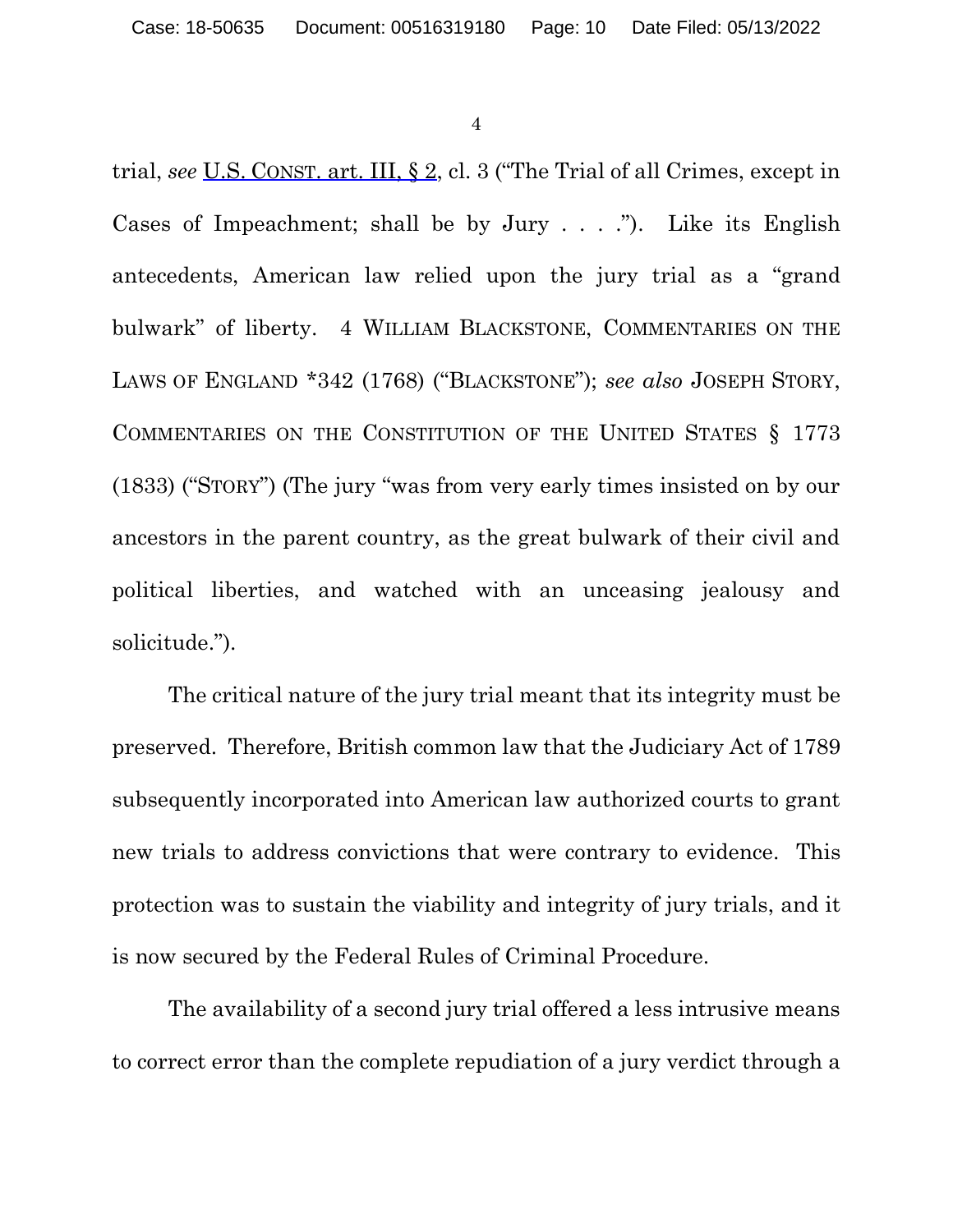trial, *see* U.S. CONST. art. III, § 2, cl. 3 ("The Trial of all Crimes, except in Cases of Impeachment; shall be by Jury . . . ."). Like its English antecedents, American law relied upon the jury trial as a "grand bulwark" of liberty. 4 WILLIAM BLACKSTONE, COMMENTARIES ON THE LAWS OF ENGLAND *342 (1768) ("BLACKSTONE"); *see also* JOSEPH STORY, COMMENTARIES ON THE CONSTITUTION OF THE UNITED STATES § 1773 (1833) ("STORY") (The jury "was from very early times insisted on by our ancestors in the parent country, as the great bulwark of their civil and political liberties, and watched with an unceasing jealousy and solicitude.").

The critical nature of the jury trial meant that its integrity must be preserved. Therefore, British common law that the Judiciary Act of 1789 subsequently incorporated into American law authorized courts to grant new trials to address convictions that were contrary to evidence. This protection was to sustain the viability and integrity of jury trials, and it is now secured by the Federal Rules of Criminal Procedure.

The availability of a second jury trial offered a less intrusive means to correct error than the complete repudiation of a jury verdict through a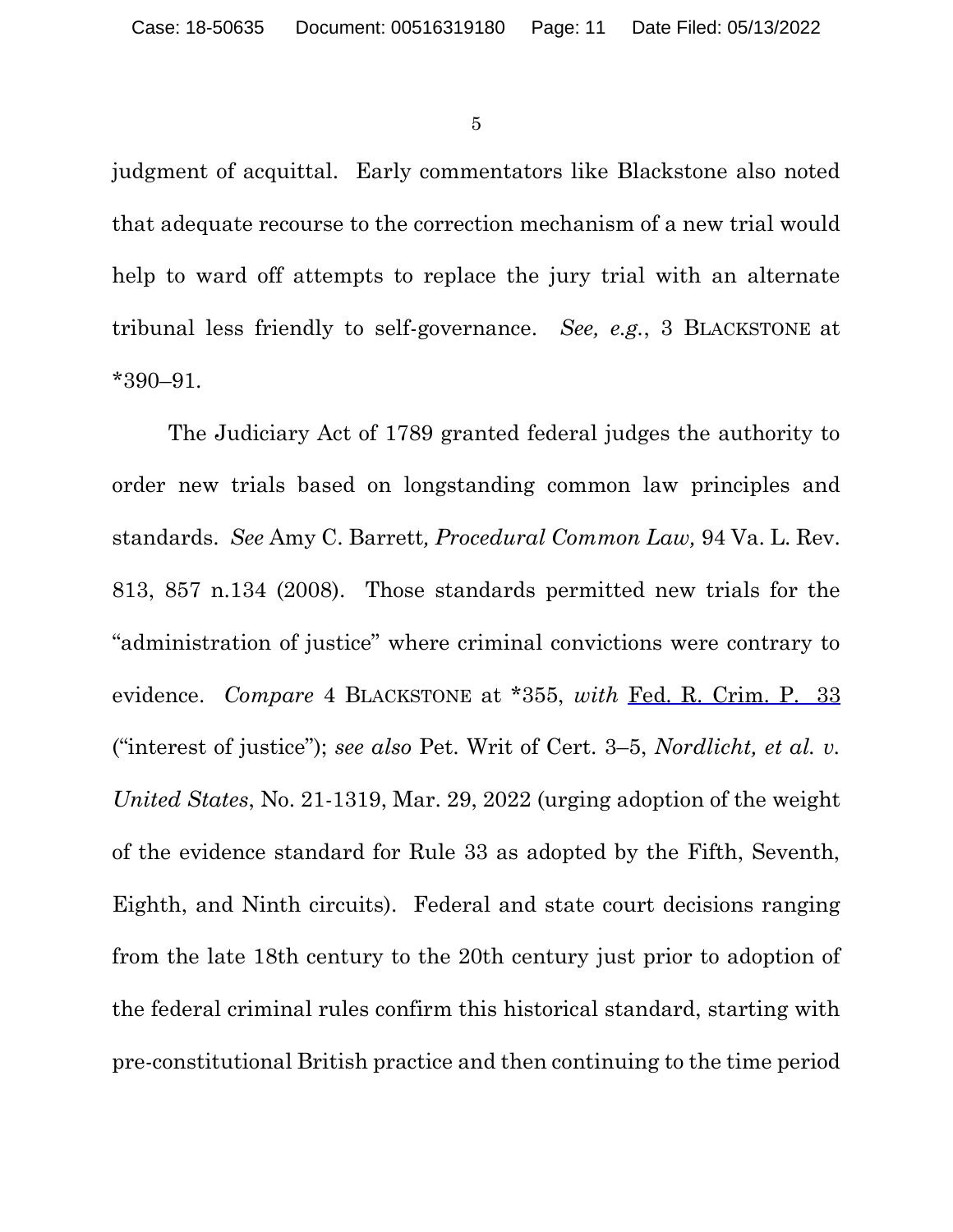judgment of acquittal. Early commentators like Blackstone also noted that adequate recourse to the correction mechanism of a new trial would help to ward off attempts to replace the jury trial with an alternate tribunal less friendly to self-governance. *See, e.g.*, 3 BLACKSTONE at *390–91.

The Judiciary Act of 1789 granted federal judges the authority to order new trials based on longstanding common law principles and standards. *See* Amy C. Barrett, *Procedural Common Law,* 94 Va. L. Rev. 813, 857 n.134 (2008). Those standards permitted new trials for the "administration of justice" where criminal convictions were contrary to evidence. *Compare* 4 BLACKSTONE at *355, *with* Fed. R. Crim. P. 33 ("interest of justice"); *see also* Pet. Writ of Cert. 3–5, *Nordlicht, et al. v. United States*, No. 21-1319, Mar. 29, 2022 (urging adoption of the weight of the evidence standard for Rule 33 as adopted by the Fifth, Seventh, Eighth, and Ninth circuits). Federal and state court decisions ranging from the late 18th century to the 20th century just prior to adoption of the federal criminal rules confirm this historical standard, starting with pre-constitutional British practice and then continuing to the time period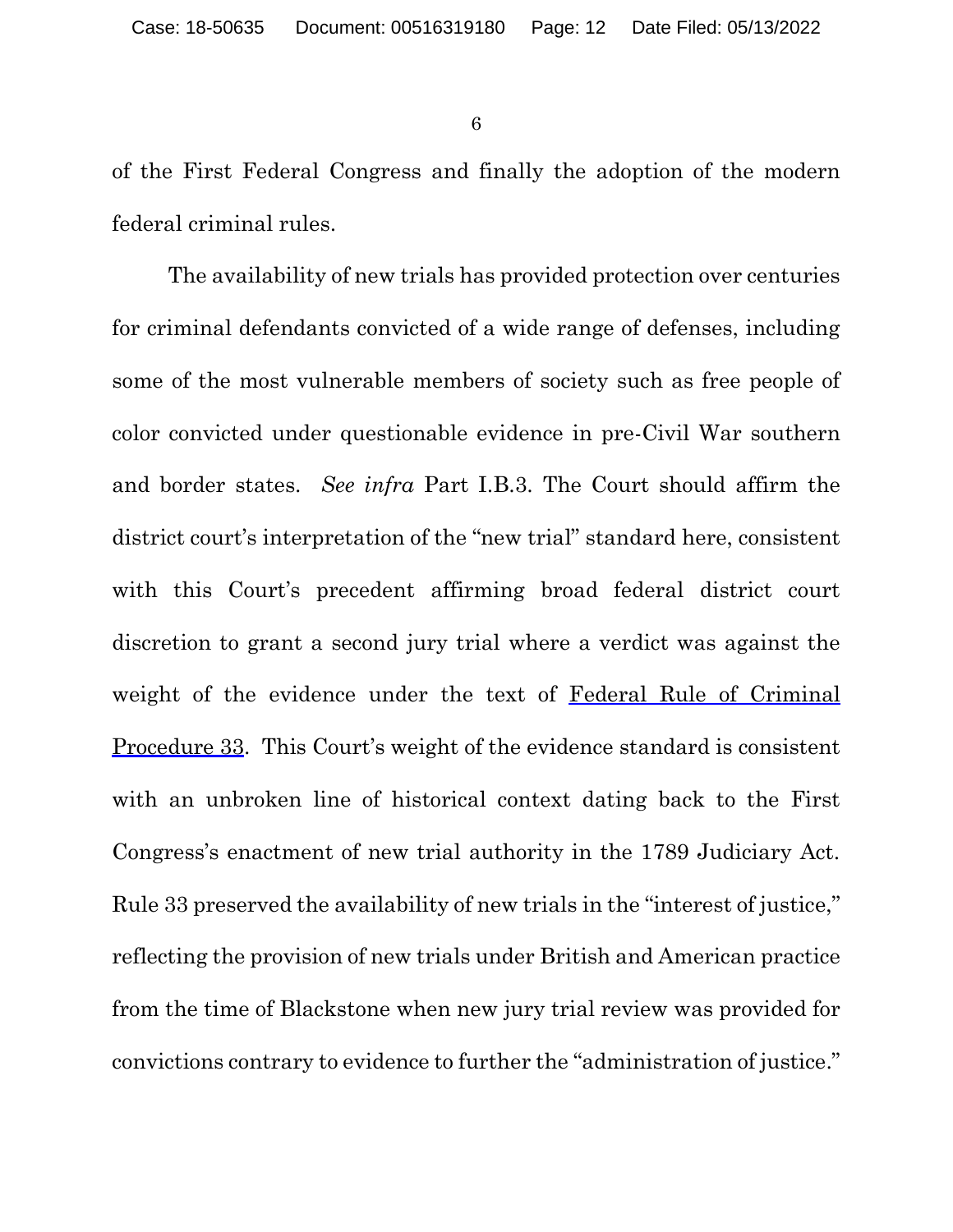of the First Federal Congress and finally the adoption of the modern federal criminal rules.

The availability of new trials has provided protection over centuries for criminal defendants convicted of a wide range of defenses, including some of the most vulnerable members of society such as free people of color convicted under questionable evidence in pre-Civil War southern and border states. *See infra* Part I.B.3. The Court should affirm the district court's interpretation of the "new trial" standard here, consistent with this Court's precedent affirming broad federal district court discretion to grant a second jury trial where a verdict was against the weight of the evidence under the text of Federal Rule of Criminal Procedure 33. This Court's weight of the evidence standard is consistent with an unbroken line of historical context dating back to the First Congress's enactment of new trial authority in the 1789 Judiciary Act. Rule 33 preserved the availability of new trials in the "interest of justice," reflecting the provision of new trials under British and American practice from the time of Blackstone when new jury trial review was provided for convictions contrary to evidence to further the "administration of justice."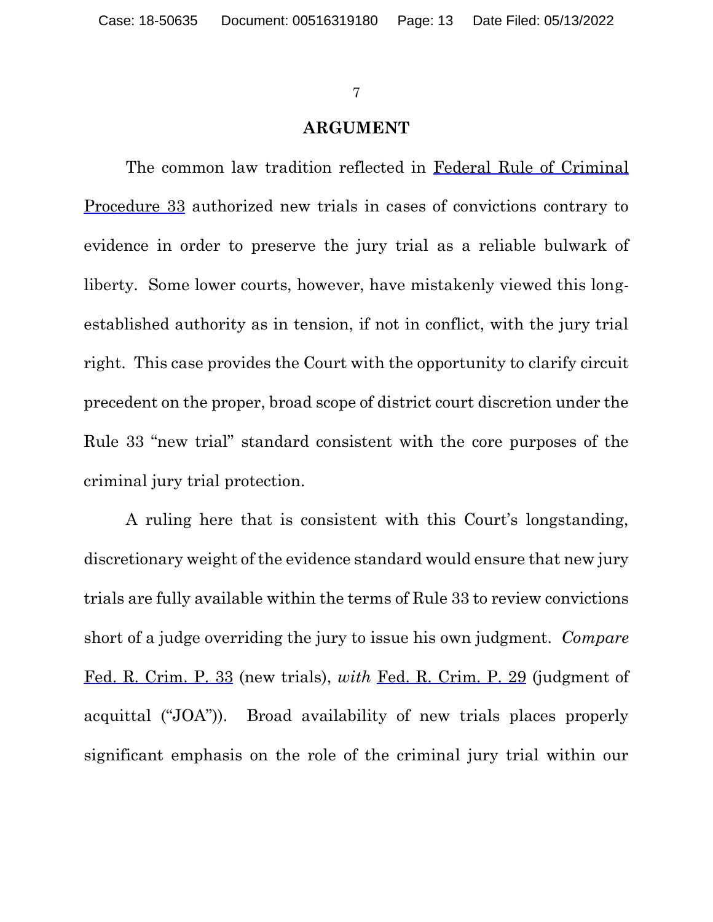# ARGUMENT

The common law tradition reflected in Federal Rule of Criminal Procedure 33 authorized new trials in cases of convictions contrary to evidence in order to preserve the jury trial as a reliable bulwark of liberty. Some lower courts, however, have mistakenly viewed this long-established authority as in tension, if not in conflict, with the jury trial right. This case provides the Court with the opportunity to clarify circuit precedent on the proper, broad scope of district court discretion under the Rule 33 "new trial" standard consistent with the core purposes of the criminal jury trial protection.

A ruling here that is consistent with this Court's longstanding, discretionary weight of the evidence standard would ensure that new jury trials are fully available within the terms of Rule 33 to review convictions short of a judge overriding the jury to issue his own judgment. *Compare* Fed. R. Crim. P. 33 (new trials), *with* Fed. R. Crim. P. 29 (judgment of acquittal ("JOA")). Broad availability of new trials places properly significant emphasis on the role of the criminal jury trial within our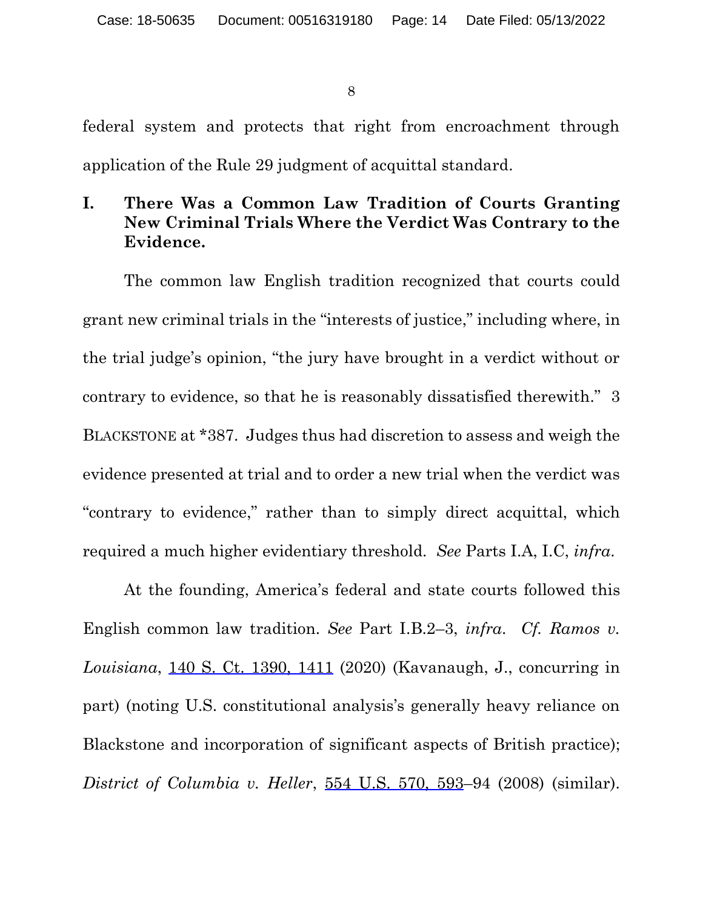federal system and protects that right from encroachment through application of the Rule 29 judgment of acquittal standard.

## I. There Was a Common Law Tradition of Courts Granting New Criminal Trials Where the Verdict Was Contrary to the Evidence.

The common law English tradition recognized that courts could grant new criminal trials in the "interests of justice," including where, in the trial judge's opinion, "the jury have brought in a verdict without or contrary to evidence, so that he is reasonably dissatisfied therewith." 3 BLACKSTONE at *387. Judges thus had discretion to assess and weigh the evidence presented at trial and to order a new trial when the verdict was "contrary to evidence," rather than to simply direct acquittal, which required a much higher evidentiary threshold. *See* Parts I.A, I.C, *infra*.

At the founding, America's federal and state courts followed this English common law tradition. *See* Part I.B.2–3, *infra*. *Cf. Ramos v. Louisiana*, 140 S. Ct. 1390, 1411 (2020) (Kavanaugh, J., concurring in part) (noting U.S. constitutional analysis's generally heavy reliance on Blackstone and incorporation of significant aspects of British practice); *District of Columbia v. Heller*, 554 U.S. 570, 593–94 (2008) (similar).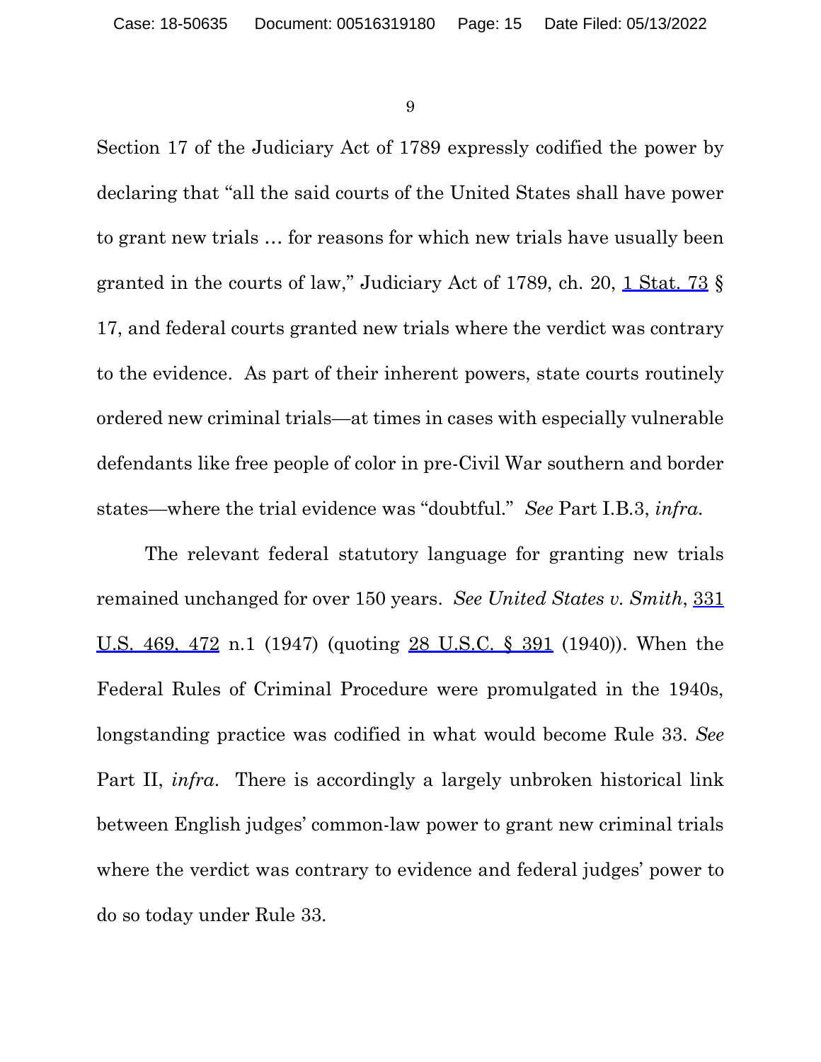Section 17 of the Judiciary Act of 1789 expressly codified the power by declaring that "all the said courts of the United States shall have power to grant new trials … for reasons for which new trials have usually been granted in the courts of law," Judiciary Act of 1789, ch. 20, 1 Stat. 73 § 17, and federal courts granted new trials where the verdict was contrary to the evidence. As part of their inherent powers, state courts routinely ordered new criminal trials—at times in cases with especially vulnerable defendants like free people of color in pre-Civil War southern and border states—where the trial evidence was "doubtful." *See* Part I.B.3, *infra*.

The relevant federal statutory language for granting new trials remained unchanged for over 150 years. *See United States v. Smith*, 331 U.S. 469, 472 n.1 (1947) (quoting 28 U.S.C. § 391 (1940)). When the Federal Rules of Criminal Procedure were promulgated in the 1940s, longstanding practice was codified in what would become Rule 33. *See* Part II, *infra*. There is accordingly a largely unbroken historical link between English judges' common-law power to grant new criminal trials where the verdict was contrary to evidence and federal judges' power to do so today under Rule 33.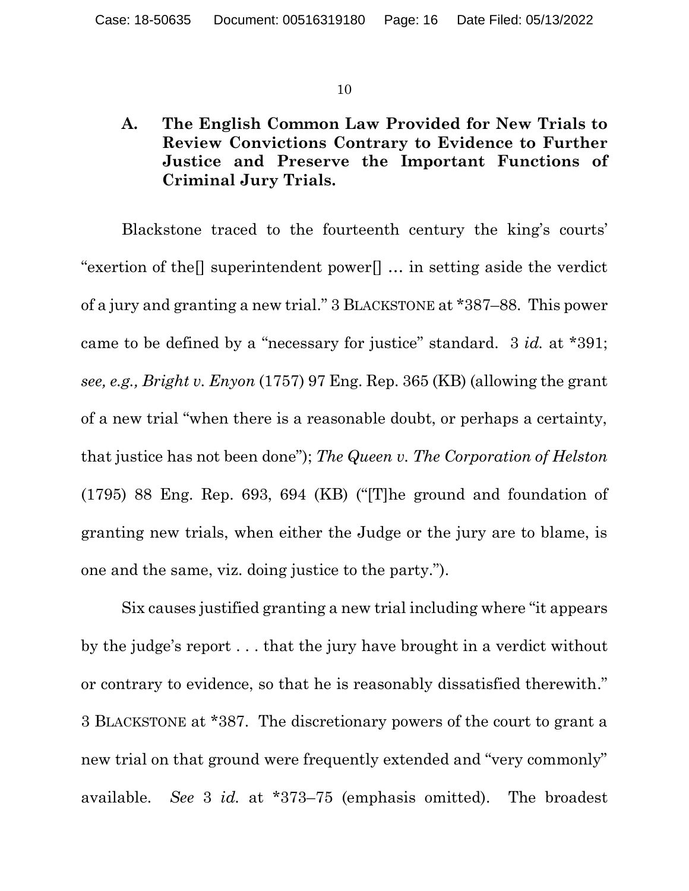### A. The English Common Law Provided for New Trials to Review Convictions Contrary to Evidence to Further Justice and Preserve the Important Functions of Criminal Jury Trials.

Blackstone traced to the fourteenth century the king's courts' "exertion of the[] superintendent power[] … in setting aside the verdict of a jury and granting a new trial." 3 BLACKSTONE at *387–88. This power came to be defined by a "necessary for justice" standard. 3 *id.* at *391; *see, e.g., Bright v. Enyon* (1757) 97 Eng. Rep. 365 (KB) (allowing the grant of a new trial "when there is a reasonable doubt, or perhaps a certainty, that justice has not been done"); *The Queen v. The Corporation of Helston* (1795) 88 Eng. Rep. 693, 694 (KB) ("[T]he ground and foundation of granting new trials, when either the Judge or the jury are to blame, is one and the same, viz. doing justice to the party.").

Six causes justified granting a new trial including where "it appears by the judge's report . . . that the jury have brought in a verdict without or contrary to evidence, so that he is reasonably dissatisfied therewith." 3 BLACKSTONE at *387. The discretionary powers of the court to grant a new trial on that ground were frequently extended and "very commonly" available. *See* 3 *id.* at *373–75 (emphasis omitted). The broadest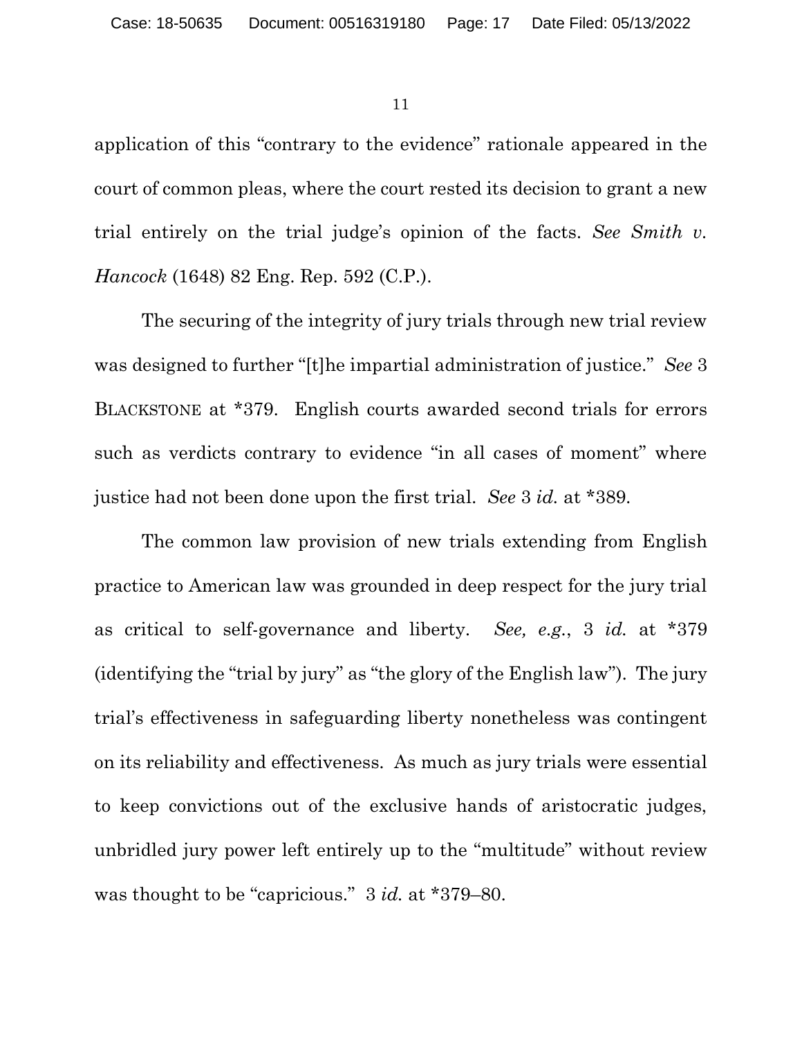application of this "contrary to the evidence" rationale appeared in the court of common pleas, where the court rested its decision to grant a new trial entirely on the trial judge's opinion of the facts. *See Smith v. Hancock* (1648) 82 Eng. Rep. 592 (C.P.).

The securing of the integrity of jury trials through new trial review was designed to further "[t]he impartial administration of justice." *See* 3 BLACKSTONE at *379. English courts awarded second trials for errors such as verdicts contrary to evidence "in all cases of moment" where justice had not been done upon the first trial. *See* 3 *id.* at *389.

The common law provision of new trials extending from English practice to American law was grounded in deep respect for the jury trial as critical to self-governance and liberty. *See, e.g.*, 3 *id.* at *379 (identifying the "trial by jury" as "the glory of the English law"). The jury trial's effectiveness in safeguarding liberty nonetheless was contingent on its reliability and effectiveness. As much as jury trials were essential to keep convictions out of the exclusive hands of aristocratic judges, unbridled jury power left entirely up to the "multitude" without review was thought to be "capricious." 3 *id.* at *379–80.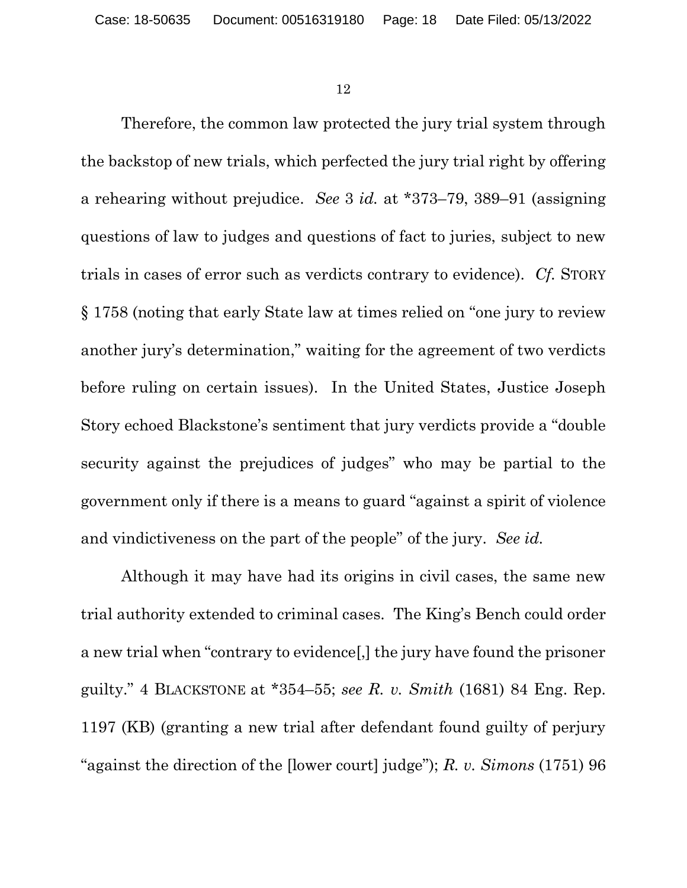Therefore, the common law protected the jury trial system through the backstop of new trials, which perfected the jury trial right by offering a rehearing without prejudice. *See* 3 *id.* at *373–79, 389–91 (assigning questions of law to judges and questions of fact to juries, subject to new trials in cases of error such as verdicts contrary to evidence). *Cf.* STORY § 1758 (noting that early State law at times relied on "one jury to review another jury's determination," waiting for the agreement of two verdicts before ruling on certain issues). In the United States, Justice Joseph Story echoed Blackstone's sentiment that jury verdicts provide a "double security against the prejudices of judges" who may be partial to the government only if there is a means to guard "against a spirit of violence and vindictiveness on the part of the people" of the jury. *See id.*

Although it may have had its origins in civil cases, the same new trial authority extended to criminal cases. The King's Bench could order a new trial when "contrary to evidence[,] the jury have found the prisoner guilty." 4 BLACKSTONE at *354–55; *see R. v. Smith* (1681) 84 Eng. Rep. 1197 (KB) (granting a new trial after defendant found guilty of perjury "against the direction of the [lower court] judge"); *R. v. Simons* (1751) 96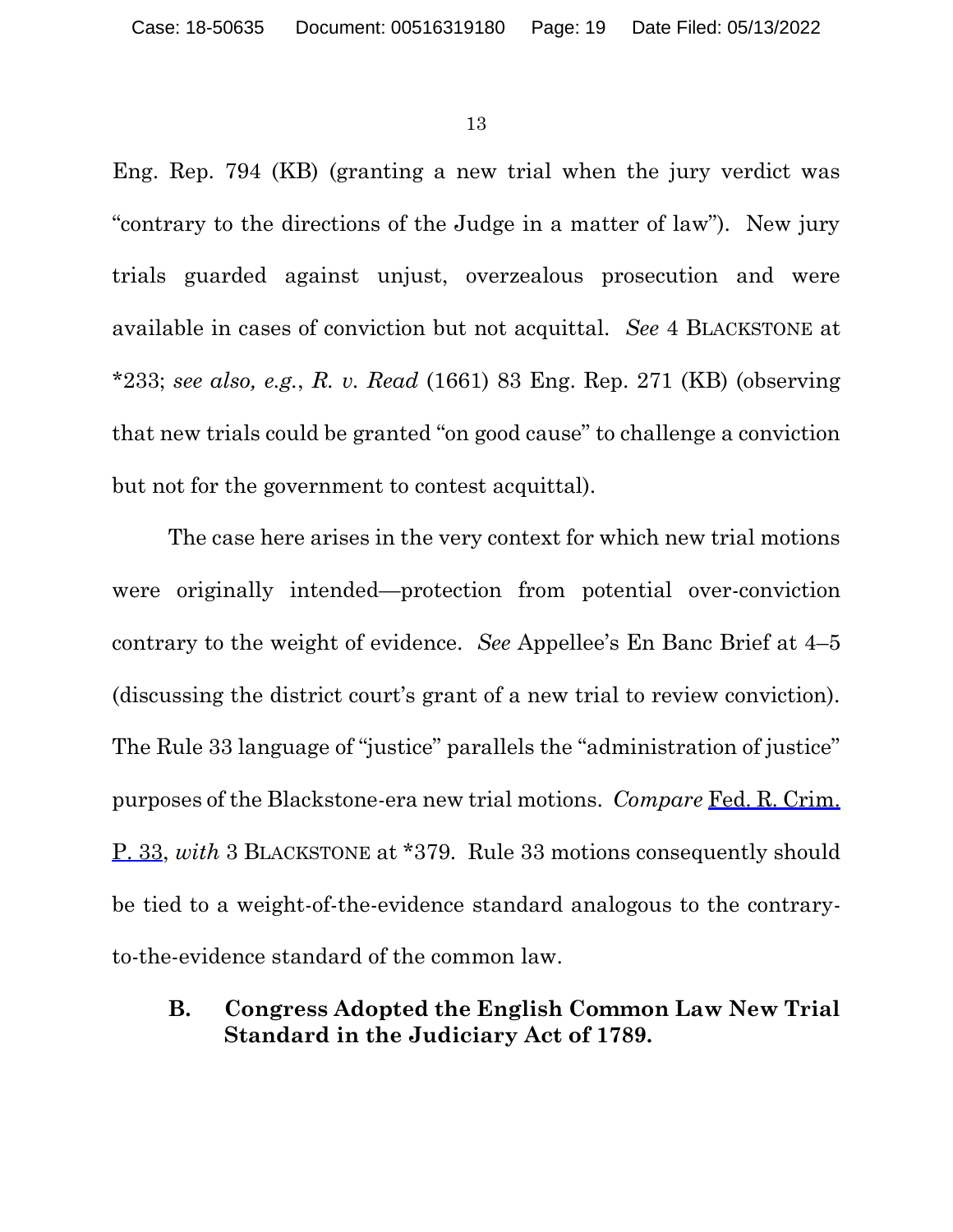Eng. Rep. 794 (KB) (granting a new trial when the jury verdict was "contrary to the directions of the Judge in a matter of law"). New jury trials guarded against unjust, overzealous prosecution and were available in cases of conviction but not acquittal. *See* 4 BLACKSTONE at *233; *see also, e.g.*, *R. v. Read* (1661) 83 Eng. Rep. 271 (KB) (observing that new trials could be granted "on good cause" to challenge a conviction but not for the government to contest acquittal).

The case here arises in the very context for which new trial motions were originally intended—protection from potential over-conviction contrary to the weight of evidence. *See* Appellee's En Banc Brief at 4–5 (discussing the district court's grant of a new trial to review conviction). The Rule 33 language of "justice" parallels the "administration of justice" purposes of the Blackstone-era new trial motions. *Compare* Fed. R. Crim. P. 33, *with* 3 BLACKSTONE at *379. Rule 33 motions consequently should be tied to a weight-of-the-evidence standard analogous to the contrary-to-the-evidence standard of the common law.

### B. Congress Adopted the English Common Law New Trial Standard in the Judiciary Act of 1789.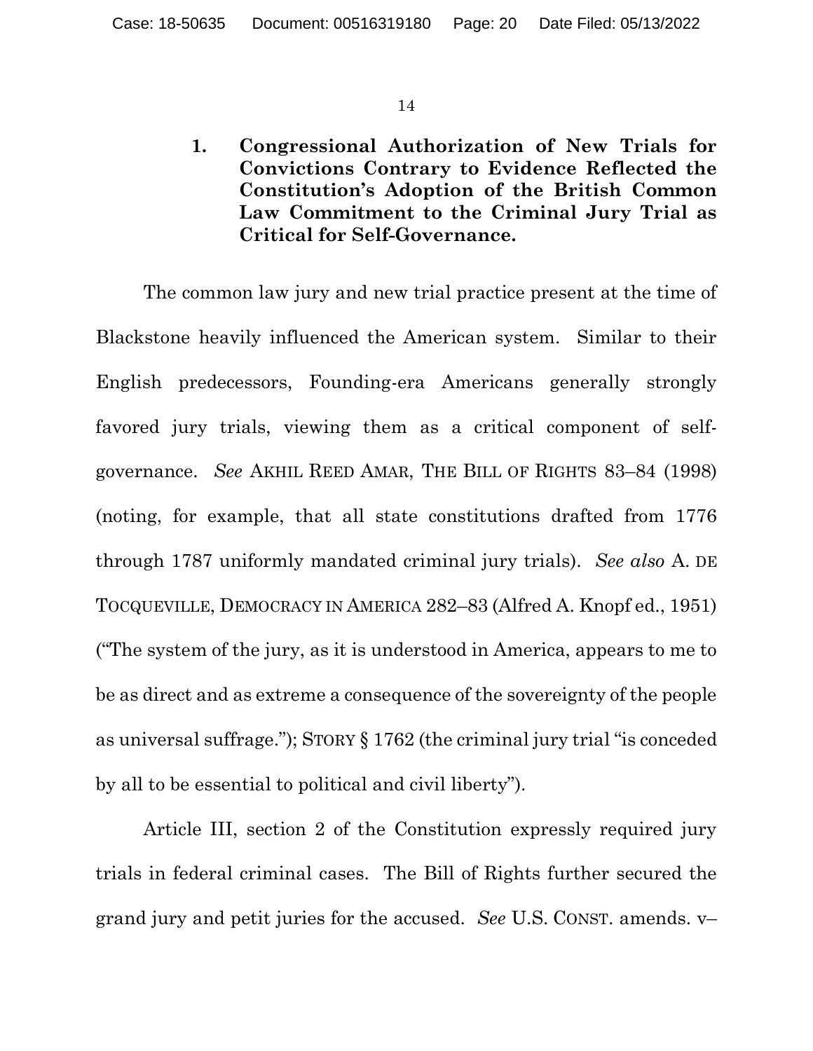### 1. Congressional Authorization of New Trials for Convictions Contrary to Evidence Reflected the Constitution's Adoption of the British Common Law Commitment to the Criminal Jury Trial as Critical for Self-Governance.

The common law jury and new trial practice present at the time of Blackstone heavily influenced the American system. Similar to their English predecessors, Founding-era Americans generally strongly favored jury trials, viewing them as a critical component of self-governance. *See* AKHIL REED AMAR, THE BILL OF RIGHTS 83–84 (1998) (noting, for example, that all state constitutions drafted from 1776 through 1787 uniformly mandated criminal jury trials). *See also* A. DE TOCQUEVILLE, DEMOCRACY IN AMERICA 282–83 (Alfred A. Knopf ed., 1951) ("The system of the jury, as it is understood in America, appears to me to be as direct and as extreme a consequence of the sovereignty of the people as universal suffrage."); STORY § 1762 (the criminal jury trial "is conceded by all to be essential to political and civil liberty").

Article III, section 2 of the Constitution expressly required jury trials in federal criminal cases. The Bill of Rights further secured the grand jury and petit juries for the accused. *See* U.S. CONST. amends. v–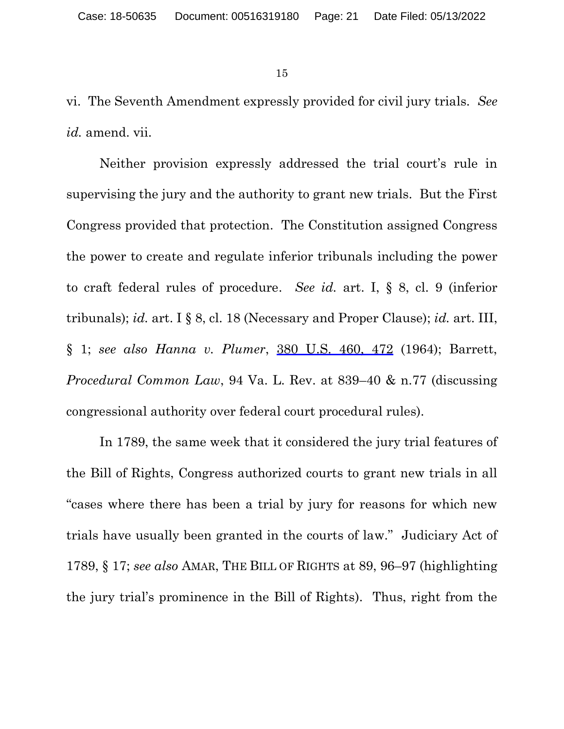vi. The Seventh Amendment expressly provided for civil jury trials. *See id.* amend. vii.

Neither provision expressly addressed the trial court's rule in supervising the jury and the authority to grant new trials. But the First Congress provided that protection. The Constitution assigned Congress the power to create and regulate inferior tribunals including the power to craft federal rules of procedure. *See id.* art. I, § 8, cl. 9 (inferior tribunals); *id.* art. I § 8, cl. 18 (Necessary and Proper Clause); *id.* art. III, § 1; *see also Hanna v. Plumer*, 380 U.S. 460, 472 (1964); Barrett, *Procedural Common Law*, 94 Va. L. Rev. at 839–40 & n.77 (discussing congressional authority over federal court procedural rules).

In 1789, the same week that it considered the jury trial features of the Bill of Rights, Congress authorized courts to grant new trials in all "cases where there has been a trial by jury for reasons for which new trials have usually been granted in the courts of law." Judiciary Act of 1789, § 17; *see also* AMAR, THE BILL OF RIGHTS at 89, 96–97 (highlighting the jury trial's prominence in the Bill of Rights). Thus, right from the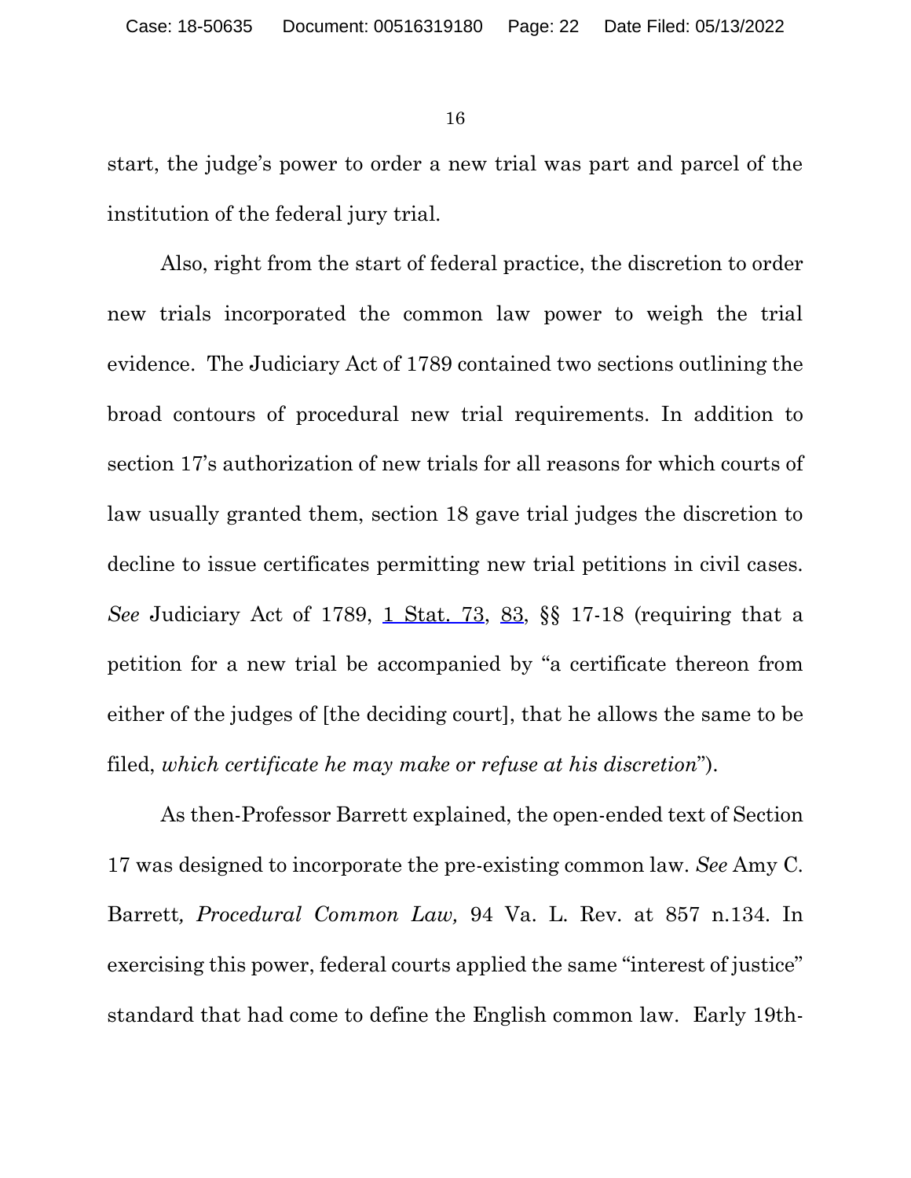start, the judge's power to order a new trial was part and parcel of the institution of the federal jury trial.

Also, right from the start of federal practice, the discretion to order new trials incorporated the common law power to weigh the trial evidence. The Judiciary Act of 1789 contained two sections outlining the broad contours of procedural new trial requirements. In addition to section 17's authorization of new trials for all reasons for which courts of law usually granted them, section 18 gave trial judges the discretion to decline to issue certificates permitting new trial petitions in civil cases. *See* Judiciary Act of 1789, 1 Stat. 73, 83, §§ 17-18 (requiring that a petition for a new trial be accompanied by "a certificate thereon from either of the judges of [the deciding court], that he allows the same to be filed, *which certificate he may make or refuse at his discretion*").

As then-Professor Barrett explained, the open-ended text of Section 17 was designed to incorporate the pre-existing common law. *See* Amy C. Barrett*, Procedural Common Law,* 94 Va. L. Rev. at 857 n.134. In exercising this power, federal courts applied the same "interest of justice" standard that had come to define the English common law. Early 19th-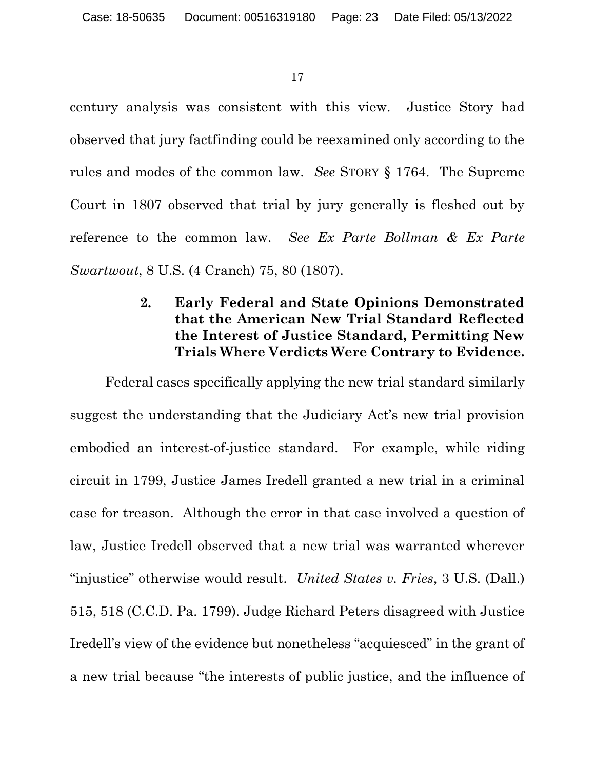century analysis was consistent with this view. Justice Story had observed that jury factfinding could be reexamined only according to the rules and modes of the common law. *See* STORY § 1764. The Supreme Court in 1807 observed that trial by jury generally is fleshed out by reference to the common law. *See Ex Parte Bollman & Ex Parte Swartwout*, 8 U.S. (4 Cranch) 75, 80 (1807).

### 2. Early Federal and State Opinions Demonstrated that the American New Trial Standard Reflected the Interest of Justice Standard, Permitting New Trials Where Verdicts Were Contrary to Evidence.

Federal cases specifically applying the new trial standard similarly suggest the understanding that the Judiciary Act's new trial provision embodied an interest-of-justice standard. For example, while riding circuit in 1799, Justice James Iredell granted a new trial in a criminal case for treason. Although the error in that case involved a question of law, Justice Iredell observed that a new trial was warranted wherever "injustice" otherwise would result. *United States v. Fries*, 3 U.S. (Dall.) 515, 518 (C.C.D. Pa. 1799). Judge Richard Peters disagreed with Justice Iredell's view of the evidence but nonetheless "acquiesced" in the grant of a new trial because "the interests of public justice, and the influence of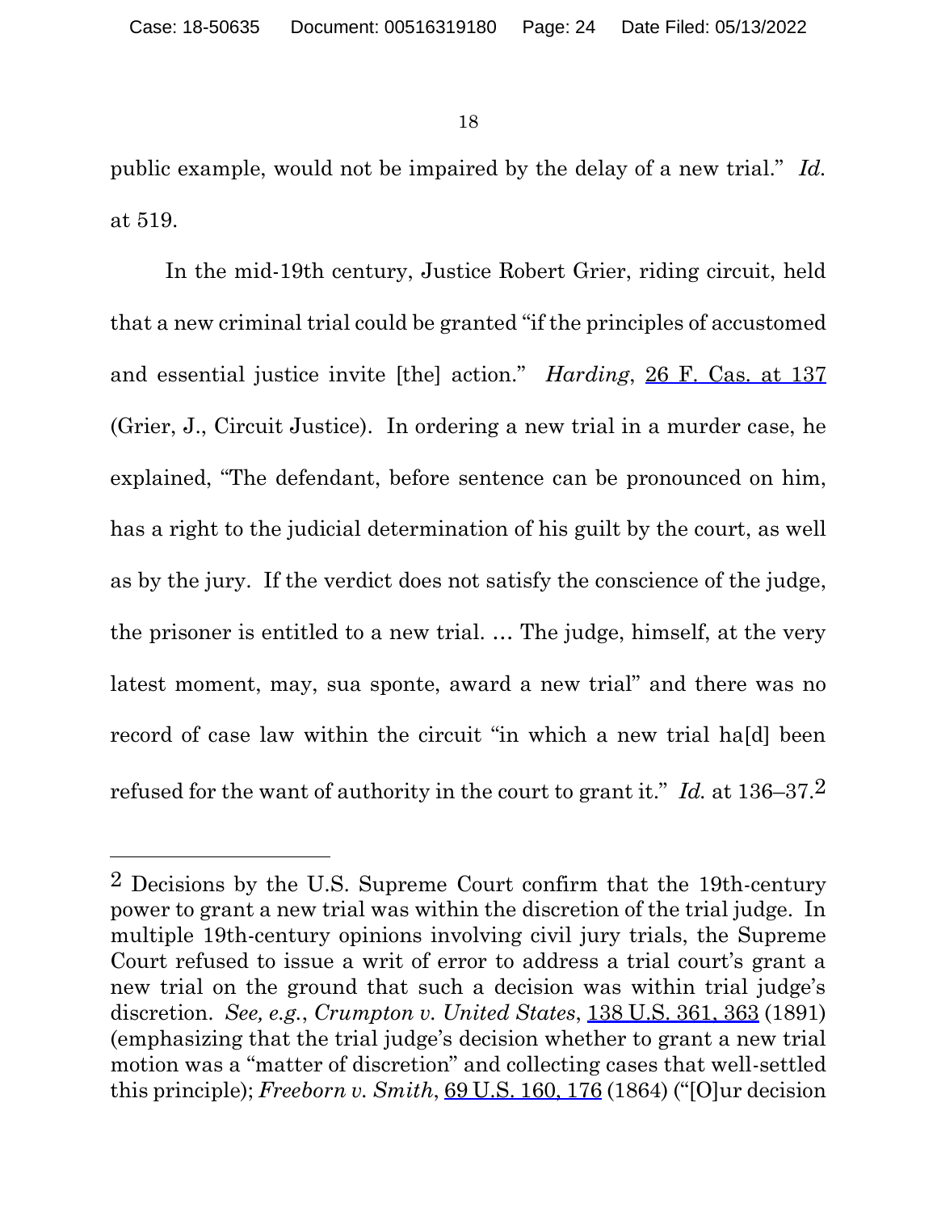public example, would not be impaired by the delay of a new trial." *Id.* at 519.

In the mid-19th century, Justice Robert Grier, riding circuit, held that a new criminal trial could be granted "if the principles of accustomed and essential justice invite [the] action." *Harding*, 26 F. Cas. at 137 (Grier, J., Circuit Justice). In ordering a new trial in a murder case, he explained, "The defendant, before sentence can be pronounced on him, has a right to the judicial determination of his guilt by the court, as well as by the jury. If the verdict does not satisfy the conscience of the judge, the prisoner is entitled to a new trial. … The judge, himself, at the very latest moment, may, sua sponte, award a new trial" and there was no record of case law within the circuit "in which a new trial ha[d] been refused for the want of authority in the court to grant it." *Id.* at 136–37.[2]

---

[2] Decisions by the U.S. Supreme Court confirm that the 19th-century power to grant a new trial was within the discretion of the trial judge. In multiple 19th-century opinions involving civil jury trials, the Supreme Court refused to issue a writ of error to address a trial court's grant a new trial on the ground that such a decision was within trial judge's discretion. *See, e.g.*, *Crumpton v. United States*, 138 U.S. 361, 363 (1891) (emphasizing that the trial judge's decision whether to grant a new trial motion was a "matter of discretion" and collecting cases that well-settled this principle); *Freeborn v. Smith*, 69 U.S. 160, 176 (1864) ("[O]ur decision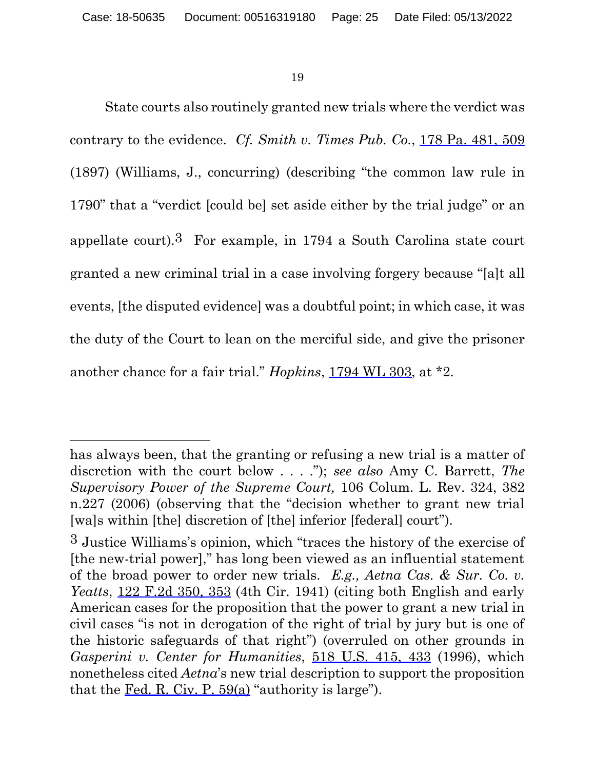State courts also routinely granted new trials where the verdict was contrary to the evidence. *Cf. Smith v. Times Pub. Co.*, 178 Pa. 481, 509 (1897) (Williams, J., concurring) (describing "the common law rule in 1790" that a "verdict [could be] set aside either by the trial judge" or an appellate court).[3] For example, in 1794 a South Carolina state court granted a new criminal trial in a case involving forgery because "[a]t all events, [the disputed evidence] was a doubtful point; in which case, it was the duty of the Court to lean on the merciful side, and give the prisoner another chance for a fair trial." *Hopkins*, 1794 WL 303, at *2.

---

has always been, that the granting or refusing a new trial is a matter of discretion with the court below . . . ."); *see also* Amy C. Barrett, *The Supervisory Power of the Supreme Court,* 106 Colum. L. Rev. 324, 382 n.227 (2006) (observing that the "decision whether to grant new trial [wa]s within [the] discretion of [the] inferior [federal] court").

[3] Justice Williams's opinion, which "traces the history of the exercise of [the new-trial power]," has long been viewed as an influential statement of the broad power to order new trials. *E.g., Aetna Cas. & Sur. Co. v. Yeatts*, 122 F.2d 350, 353 (4th Cir. 1941) (citing both English and early American cases for the proposition that the power to grant a new trial in civil cases "is not in derogation of the right of trial by jury but is one of the historic safeguards of that right") (overruled on other grounds in *Gasperini v. Center for Humanities*, 518 U.S. 415, 433 (1996), which nonetheless cited *Aetna*'s new trial description to support the proposition that the Fed. R. Civ. P. 59(a) "authority is large").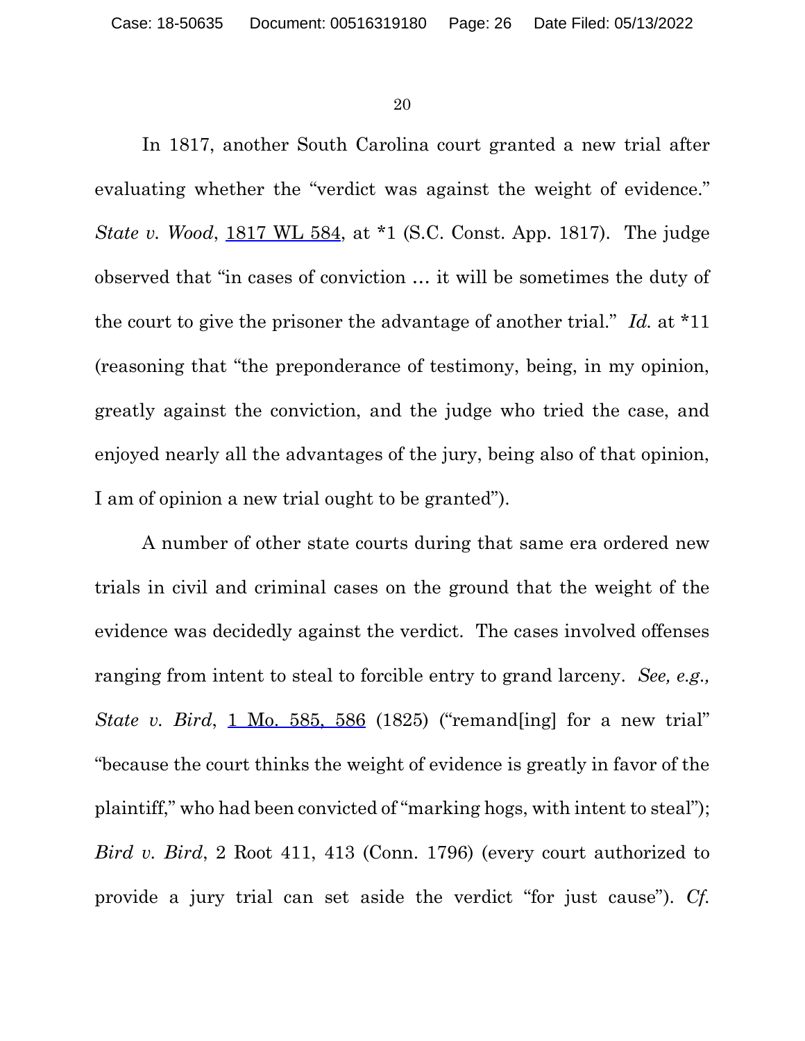In 1817, another South Carolina court granted a new trial after evaluating whether the "verdict was against the weight of evidence." *State v. Wood*, 1817 WL 584, at *1 (S.C. Const. App. 1817). The judge observed that "in cases of conviction … it will be sometimes the duty of the court to give the prisoner the advantage of another trial." *Id.* at *11 (reasoning that "the preponderance of testimony, being, in my opinion, greatly against the conviction, and the judge who tried the case, and enjoyed nearly all the advantages of the jury, being also of that opinion, I am of opinion a new trial ought to be granted").

A number of other state courts during that same era ordered new trials in civil and criminal cases on the ground that the weight of the evidence was decidedly against the verdict. The cases involved offenses ranging from intent to steal to forcible entry to grand larceny. *See, e.g., State v. Bird*, 1 Mo. 585, 586 (1825) ("remand[ing] for a new trial" "because the court thinks the weight of evidence is greatly in favor of the plaintiff," who had been convicted of "marking hogs, with intent to steal"); *Bird v. Bird*, 2 Root 411, 413 (Conn. 1796) (every court authorized to provide a jury trial can set aside the verdict "for just cause"). *Cf.*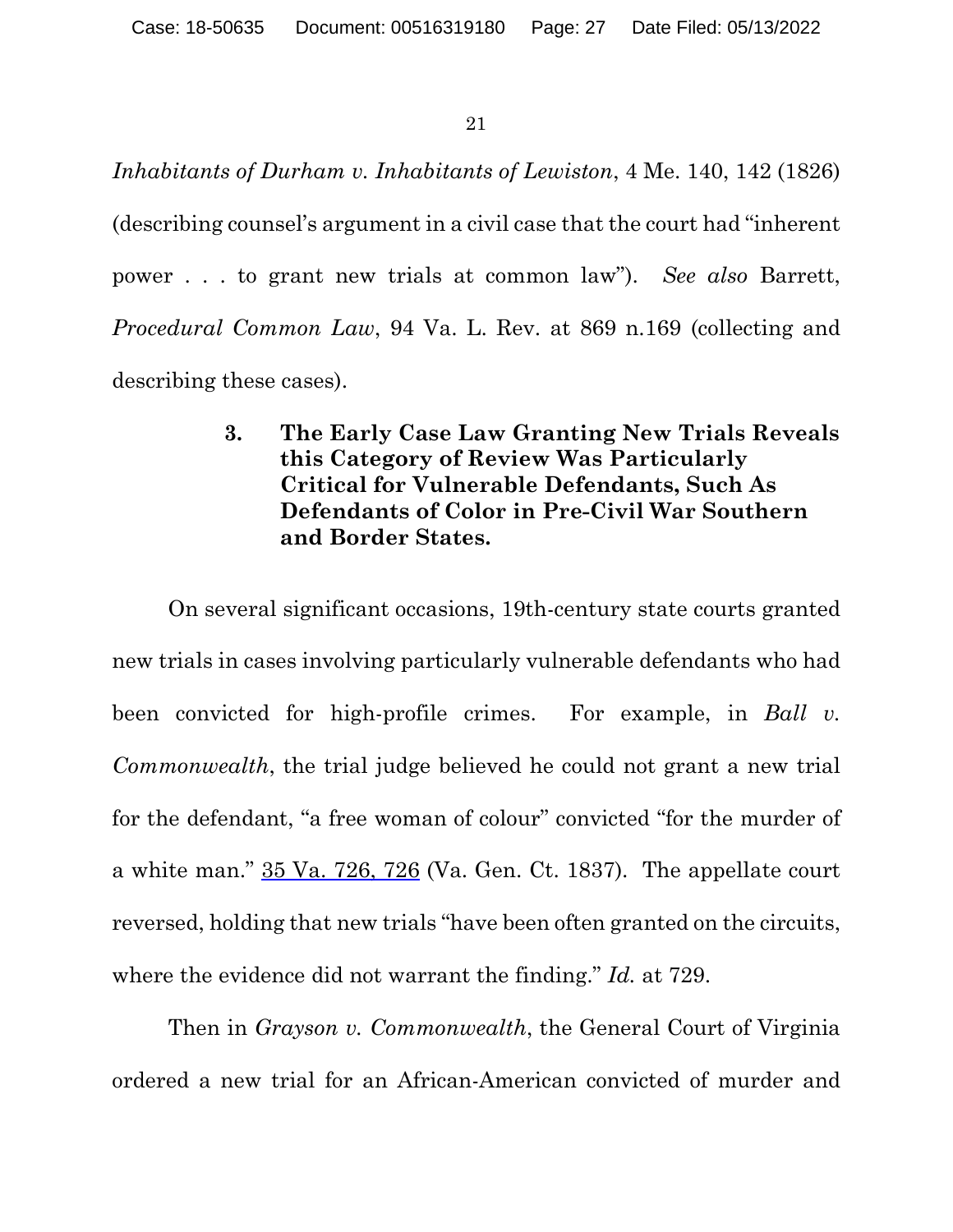*Inhabitants of Durham v. Inhabitants of Lewiston*, 4 Me. 140, 142 (1826) (describing counsel's argument in a civil case that the court had "inherent power . . . to grant new trials at common law"). *See also* Barrett, *Procedural Common Law*, 94 Va. L. Rev. at 869 n.169 (collecting and describing these cases).

### 3. The Early Case Law Granting New Trials Reveals this Category of Review Was Particularly Critical for Vulnerable Defendants, Such As Defendants of Color in Pre-Civil War Southern and Border States.

On several significant occasions, 19th-century state courts granted new trials in cases involving particularly vulnerable defendants who had been convicted for high-profile crimes. For example, in *Ball v. Commonwealth*, the trial judge believed he could not grant a new trial for the defendant, "a free woman of colour" convicted "for the murder of a white man." 35 Va. 726, 726 (Va. Gen. Ct. 1837). The appellate court reversed, holding that new trials "have been often granted on the circuits, where the evidence did not warrant the finding." *Id.* at 729.

Then in *Grayson v. Commonwealth*, the General Court of Virginia ordered a new trial for an African-American convicted of murder and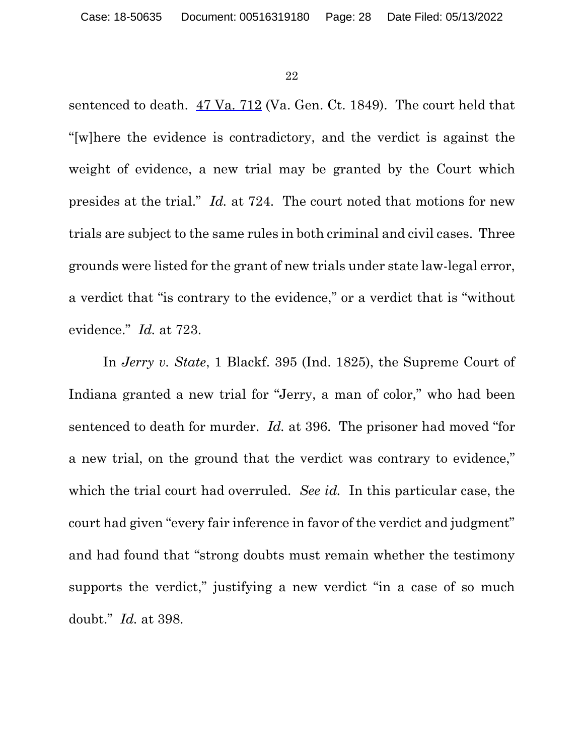sentenced to death. 47 Va. 712 (Va. Gen. Ct. 1849). The court held that "[w]here the evidence is contradictory, and the verdict is against the weight of evidence, a new trial may be granted by the Court which presides at the trial." *Id.* at 724. The court noted that motions for new trials are subject to the same rules in both criminal and civil cases. Three grounds were listed for the grant of new trials under state law-legal error, a verdict that "is contrary to the evidence," or a verdict that is "without evidence." *Id.* at 723.

In *Jerry v. State*, 1 Blackf. 395 (Ind. 1825), the Supreme Court of Indiana granted a new trial for "Jerry, a man of color," who had been sentenced to death for murder. *Id.* at 396. The prisoner had moved "for a new trial, on the ground that the verdict was contrary to evidence," which the trial court had overruled. *See id.* In this particular case, the court had given "every fair inference in favor of the verdict and judgment" and had found that "strong doubts must remain whether the testimony supports the verdict," justifying a new verdict "in a case of so much doubt." *Id.* at 398.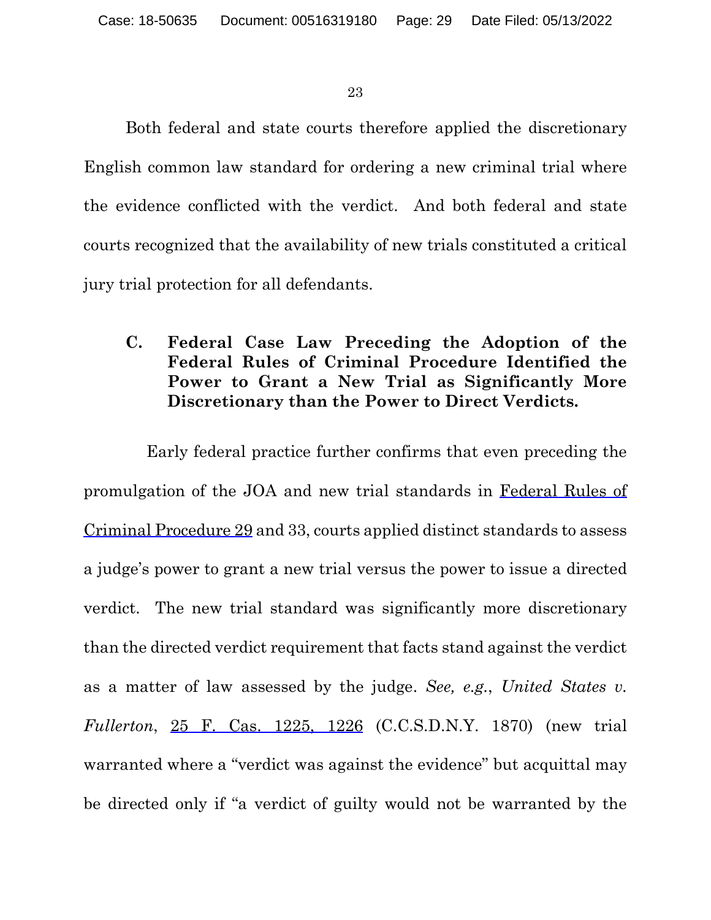Both federal and state courts therefore applied the discretionary English common law standard for ordering a new criminal trial where the evidence conflicted with the verdict. And both federal and state courts recognized that the availability of new trials constituted a critical jury trial protection for all defendants.

### C. Federal Case Law Preceding the Adoption of the Federal Rules of Criminal Procedure Identified the Power to Grant a New Trial as Significantly More Discretionary than the Power to Direct Verdicts.

Early federal practice further confirms that even preceding the promulgation of the JOA and new trial standards in Federal Rules of Criminal Procedure 29 and 33, courts applied distinct standards to assess a judge's power to grant a new trial versus the power to issue a directed verdict. The new trial standard was significantly more discretionary than the directed verdict requirement that facts stand against the verdict as a matter of law assessed by the judge. *See, e.g.*, *United States v. Fullerton*, 25 F. Cas. 1225, 1226 (C.C.S.D.N.Y. 1870) (new trial warranted where a "verdict was against the evidence" but acquittal may be directed only if "a verdict of guilty would not be warranted by the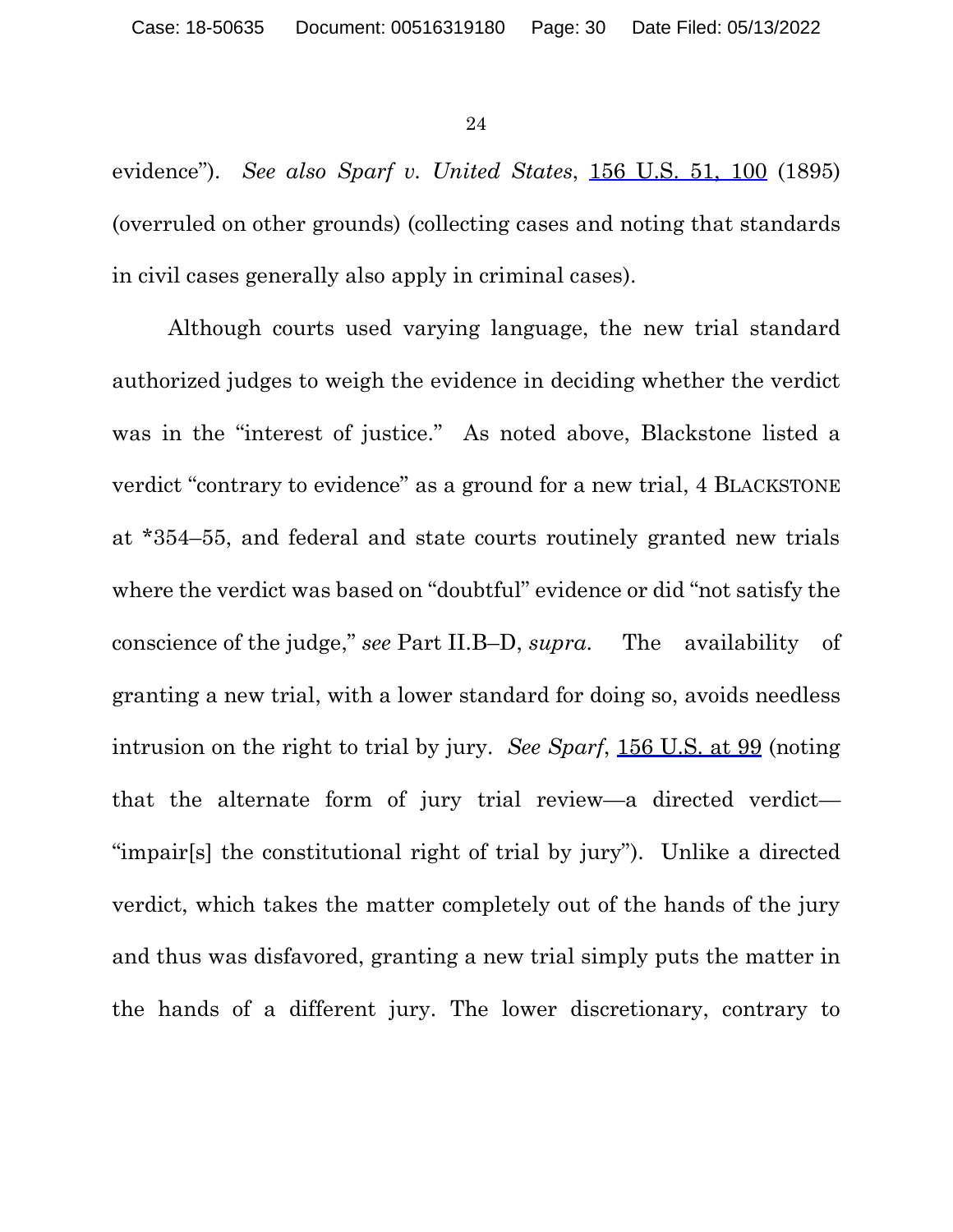evidence"). *See also Sparf v. United States*, 156 U.S. 51, 100 (1895) (overruled on other grounds) (collecting cases and noting that standards in civil cases generally also apply in criminal cases).

Although courts used varying language, the new trial standard authorized judges to weigh the evidence in deciding whether the verdict was in the "interest of justice." As noted above, Blackstone listed a verdict "contrary to evidence" as a ground for a new trial, 4 BLACKSTONE at *354–55, and federal and state courts routinely granted new trials where the verdict was based on "doubtful" evidence or did "not satisfy the conscience of the judge," *see* Part II.B–D, *supra*. The availability of granting a new trial, with a lower standard for doing so, avoids needless intrusion on the right to trial by jury. *See Sparf*, 156 U.S. at 99 (noting that the alternate form of jury trial review—a directed verdict—"impair[s] the constitutional right of trial by jury"). Unlike a directed verdict, which takes the matter completely out of the hands of the jury and thus was disfavored, granting a new trial simply puts the matter in the hands of a different jury. The lower discretionary, contrary to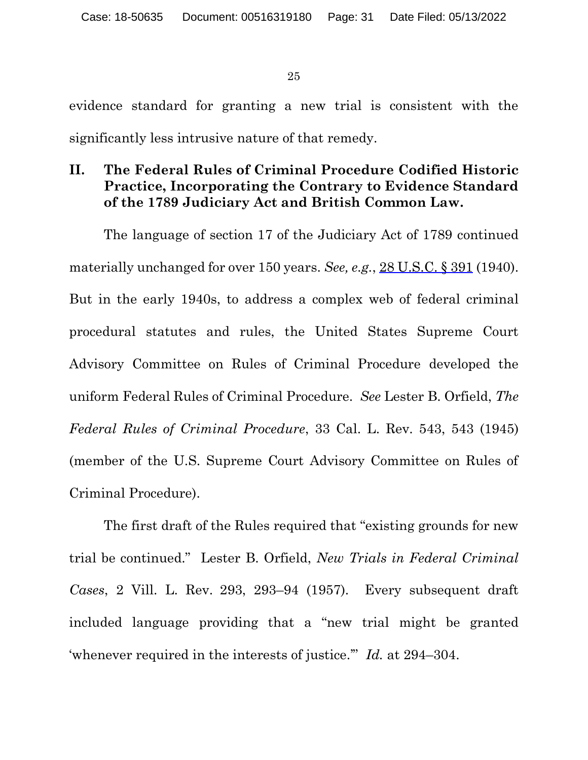evidence standard for granting a new trial is consistent with the significantly less intrusive nature of that remedy.

## II. The Federal Rules of Criminal Procedure Codified Historic Practice, Incorporating the Contrary to Evidence Standard of the 1789 Judiciary Act and British Common Law.

The language of section 17 of the Judiciary Act of 1789 continued materially unchanged for over 150 years. *See, e.g.*, 28 U.S.C. § 391 (1940). But in the early 1940s, to address a complex web of federal criminal procedural statutes and rules, the United States Supreme Court Advisory Committee on Rules of Criminal Procedure developed the uniform Federal Rules of Criminal Procedure. *See* Lester B. Orfield, *The Federal Rules of Criminal Procedure*, 33 Cal. L. Rev. 543, 543 (1945) (member of the U.S. Supreme Court Advisory Committee on Rules of Criminal Procedure).

The first draft of the Rules required that "existing grounds for new trial be continued." Lester B. Orfield, *New Trials in Federal Criminal Cases*, 2 Vill. L. Rev. 293, 293–94 (1957). Every subsequent draft included language providing that a "new trial might be granted 'whenever required in the interests of justice.'" *Id.* at 294–304.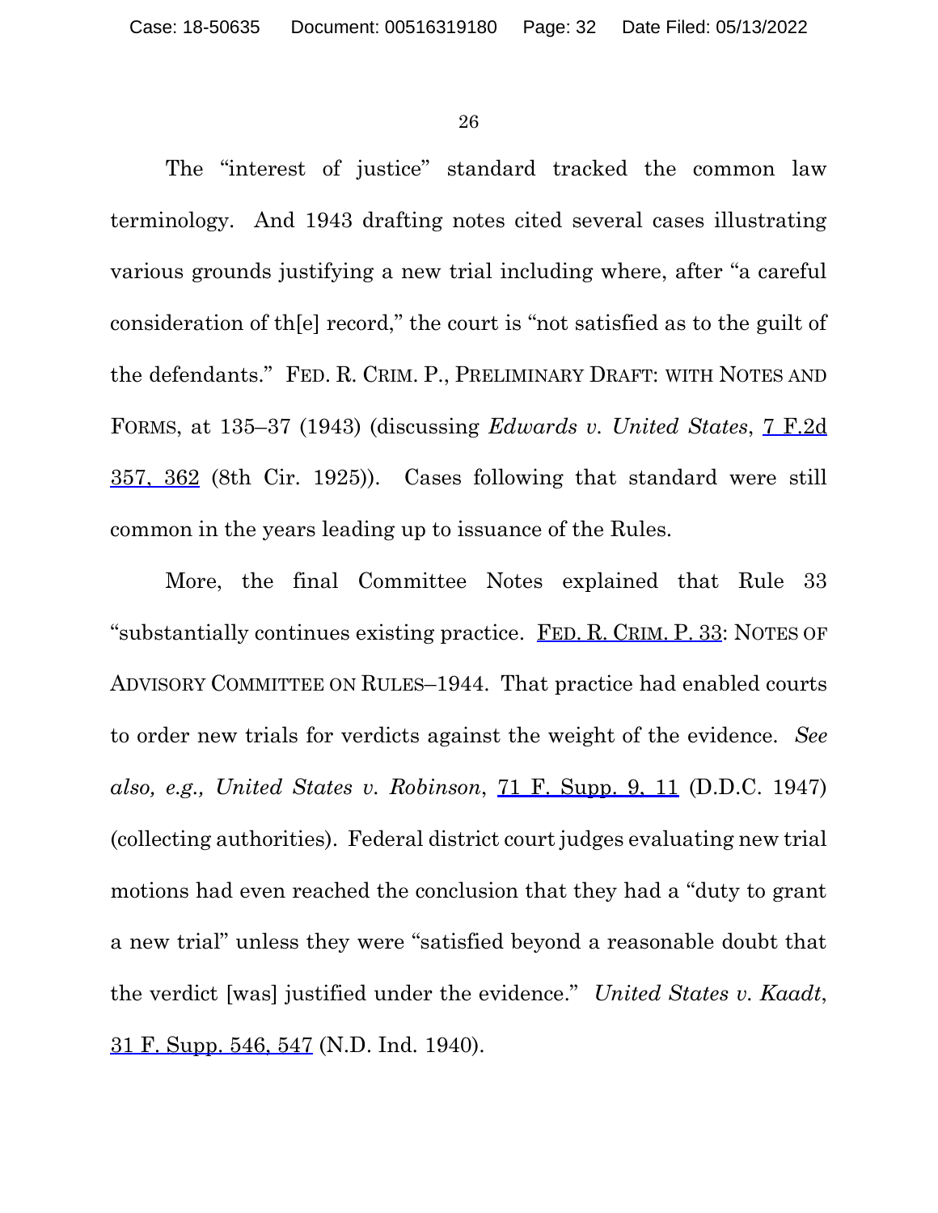The "interest of justice" standard tracked the common law terminology. And 1943 drafting notes cited several cases illustrating various grounds justifying a new trial including where, after "a careful consideration of th[e] record," the court is "not satisfied as to the guilt of the defendants." FED. R. CRIM. P., PRELIMINARY DRAFT: WITH NOTES AND FORMS, at 135–37 (1943) (discussing *Edwards v. United States*, 7 F.2d 357, 362 (8th Cir. 1925)). Cases following that standard were still common in the years leading up to issuance of the Rules.

More, the final Committee Notes explained that Rule 33 "substantially continues existing practice. FED. R. CRIM. P. 33: NOTES OF ADVISORY COMMITTEE ON RULES–1944. That practice had enabled courts to order new trials for verdicts against the weight of the evidence. *See also, e.g., United States v. Robinson*, 71 F. Supp. 9, 11 (D.D.C. 1947) (collecting authorities). Federal district court judges evaluating new trial motions had even reached the conclusion that they had a "duty to grant a new trial" unless they were "satisfied beyond a reasonable doubt that the verdict [was] justified under the evidence." *United States v. Kaadt*, 31 F. Supp. 546, 547 (N.D. Ind. 1940).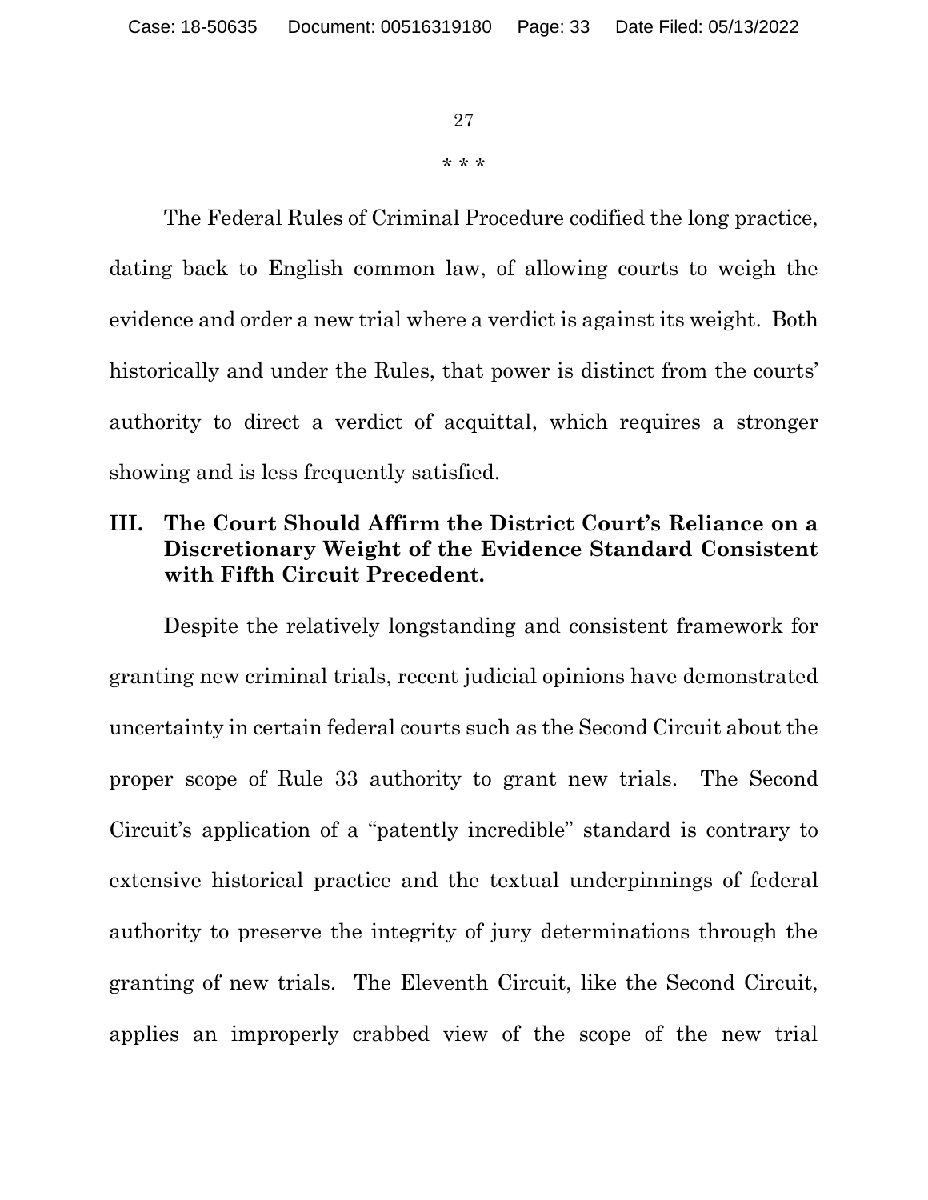\* \* \*

The Federal Rules of Criminal Procedure codified the long practice, dating back to English common law, of allowing courts to weigh the evidence and order a new trial where a verdict is against its weight. Both historically and under the Rules, that power is distinct from the courts' authority to direct a verdict of acquittal, which requires a stronger showing and is less frequently satisfied.

## III. The Court Should Affirm the District Court's Reliance on a Discretionary Weight of the Evidence Standard Consistent with Fifth Circuit Precedent.

Despite the relatively longstanding and consistent framework for granting new criminal trials, recent judicial opinions have demonstrated uncertainty in certain federal courts such as the Second Circuit about the proper scope of Rule 33 authority to grant new trials. The Second Circuit's application of a "patently incredible" standard is contrary to extensive historical practice and the textual underpinnings of federal authority to preserve the integrity of jury determinations through the granting of new trials. The Eleventh Circuit, like the Second Circuit, applies an improperly crabbed view of the scope of the new trial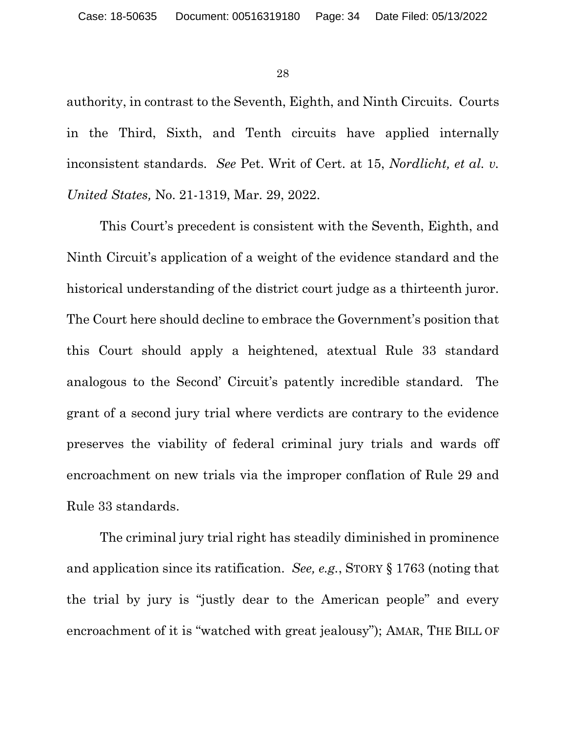authority, in contrast to the Seventh, Eighth, and Ninth Circuits. Courts in the Third, Sixth, and Tenth circuits have applied internally inconsistent standards. *See* Pet. Writ of Cert. at 15, *Nordlicht, et al. v. United States,* No. 21-1319, Mar. 29, 2022.

This Court's precedent is consistent with the Seventh, Eighth, and Ninth Circuit's application of a weight of the evidence standard and the historical understanding of the district court judge as a thirteenth juror. The Court here should decline to embrace the Government's position that this Court should apply a heightened, atextual Rule 33 standard analogous to the Second' Circuit's patently incredible standard. The grant of a second jury trial where verdicts are contrary to the evidence preserves the viability of federal criminal jury trials and wards off encroachment on new trials via the improper conflation of Rule 29 and Rule 33 standards.

The criminal jury trial right has steadily diminished in prominence and application since its ratification. *See, e.g.*, STORY § 1763 (noting that the trial by jury is "justly dear to the American people" and every encroachment of it is "watched with great jealousy"); AMAR, THE BILL OF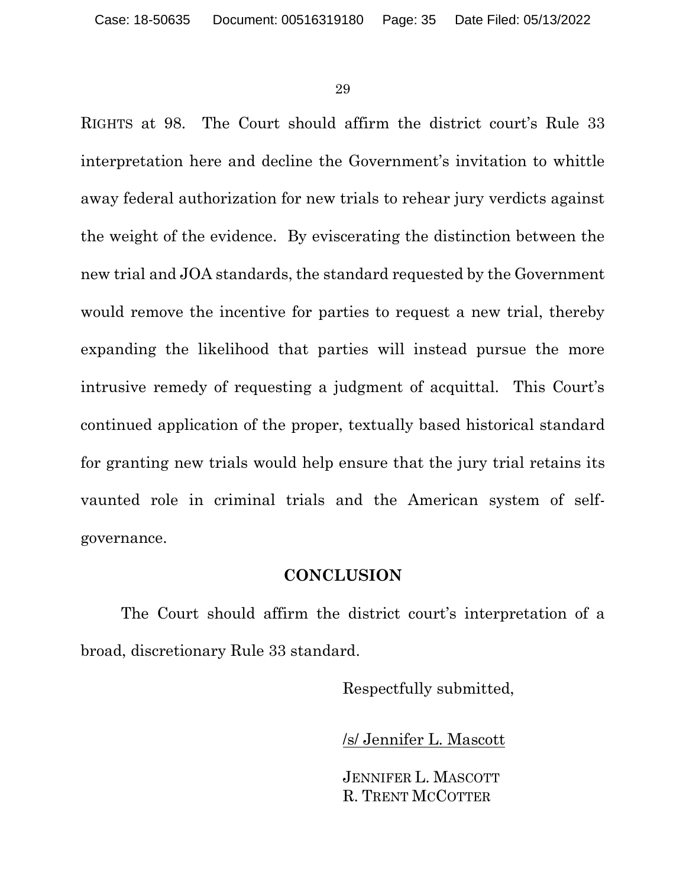RIGHTS at 98. The Court should affirm the district court's Rule 33 interpretation here and decline the Government's invitation to whittle away federal authorization for new trials to rehear jury verdicts against the weight of the evidence. By eviscerating the distinction between the new trial and JOA standards, the standard requested by the Government would remove the incentive for parties to request a new trial, thereby expanding the likelihood that parties will instead pursue the more intrusive remedy of requesting a judgment of acquittal. This Court's continued application of the proper, textually based historical standard for granting new trials would help ensure that the jury trial retains its vaunted role in criminal trials and the American system of self-governance.

## CONCLUSION

The Court should affirm the district court's interpretation of a broad, discretionary Rule 33 standard.

Respectfully submitted,

/s/ Jennifer L. Mascott

JENNIFER L. MASCOTT
R. TRENT MCCOTTER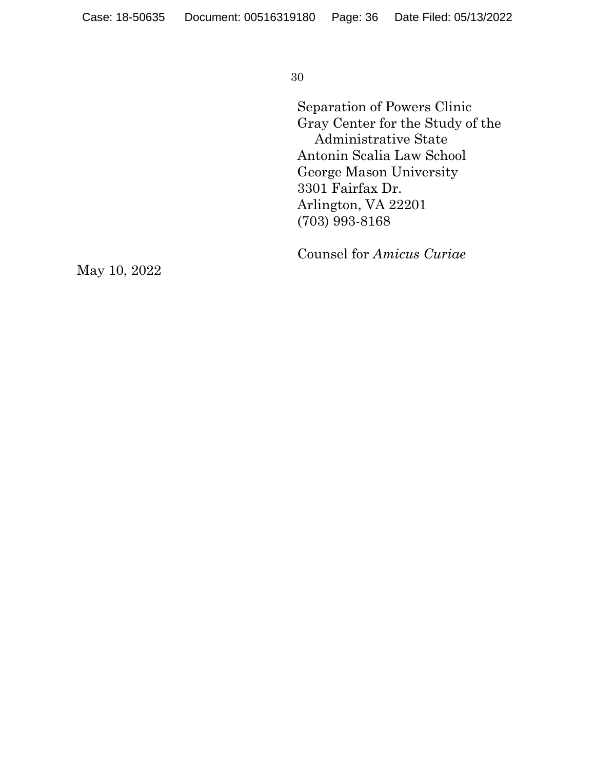Separation of Powers Clinic
Gray Center for the Study of the
Administrative State
Antonin Scalia Law School
George Mason University
3301 Fairfax Dr.
Arlington, VA 22201
(703) 993-8168

Counsel for *Amicus Curiae*

May 10, 2022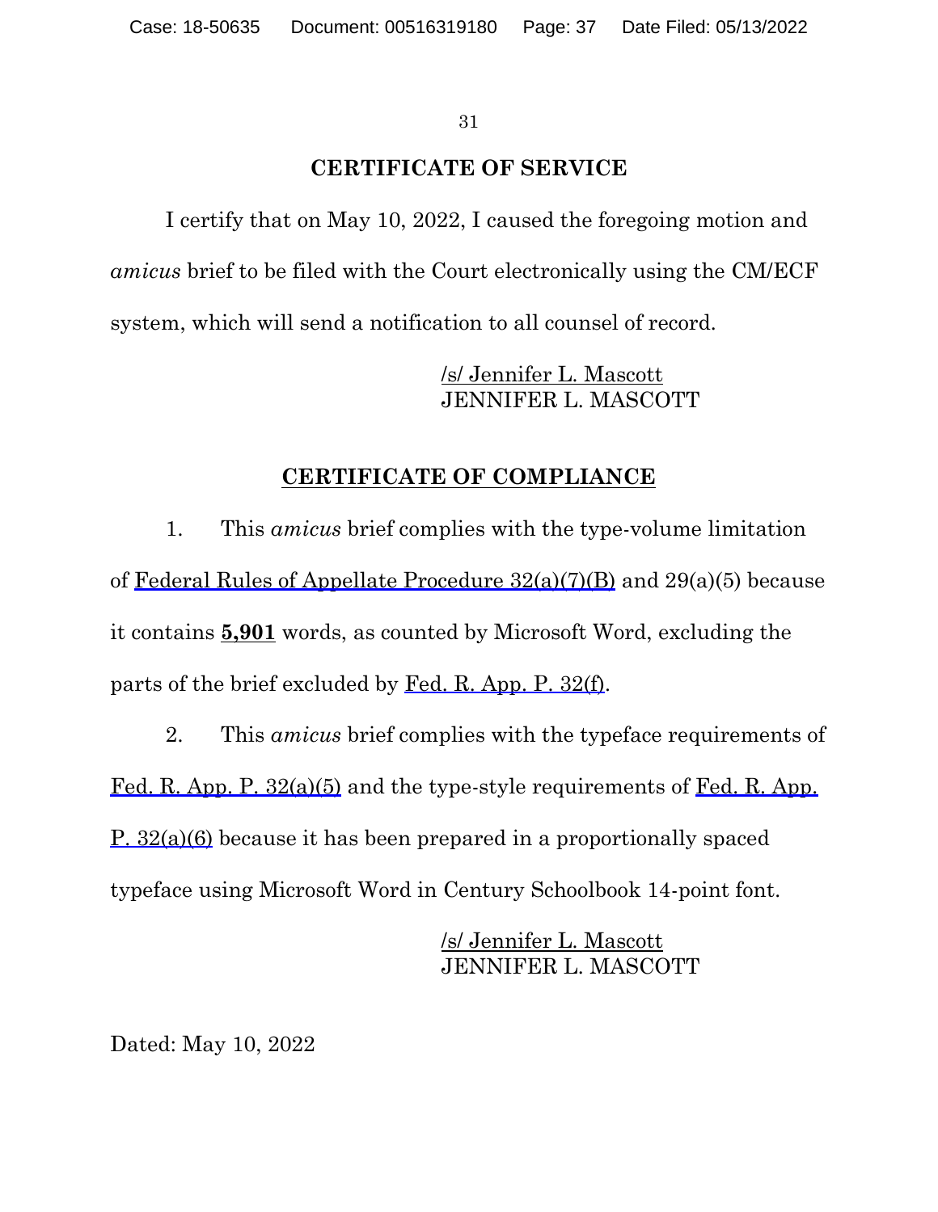## CERTIFICATE OF SERVICE

I certify that on May 10, 2022, I caused the foregoing motion and *amicus* brief to be filed with the Court electronically using the CM/ECF system, which will send a notification to all counsel of record.

/s/ Jennifer L. Mascott
JENNIFER L. MASCOTT

## CERTIFICATE OF COMPLIANCE

1. This *amicus* brief complies with the type-volume limitation of Federal Rules of Appellate Procedure 32(a)(7)(B) and 29(a)(5) because it contains **5,901** words, as counted by Microsoft Word, excluding the parts of the brief excluded by Fed. R. App. P. 32(f).

2. This *amicus* brief complies with the typeface requirements of Fed. R. App. P. 32(a)(5) and the type-style requirements of Fed. R. App. P. 32(a)(6) because it has been prepared in a proportionally spaced typeface using Microsoft Word in Century Schoolbook 14-point font.

/s/ Jennifer L. Mascott
JENNIFER L. MASCOTT

Dated: May 10, 2022